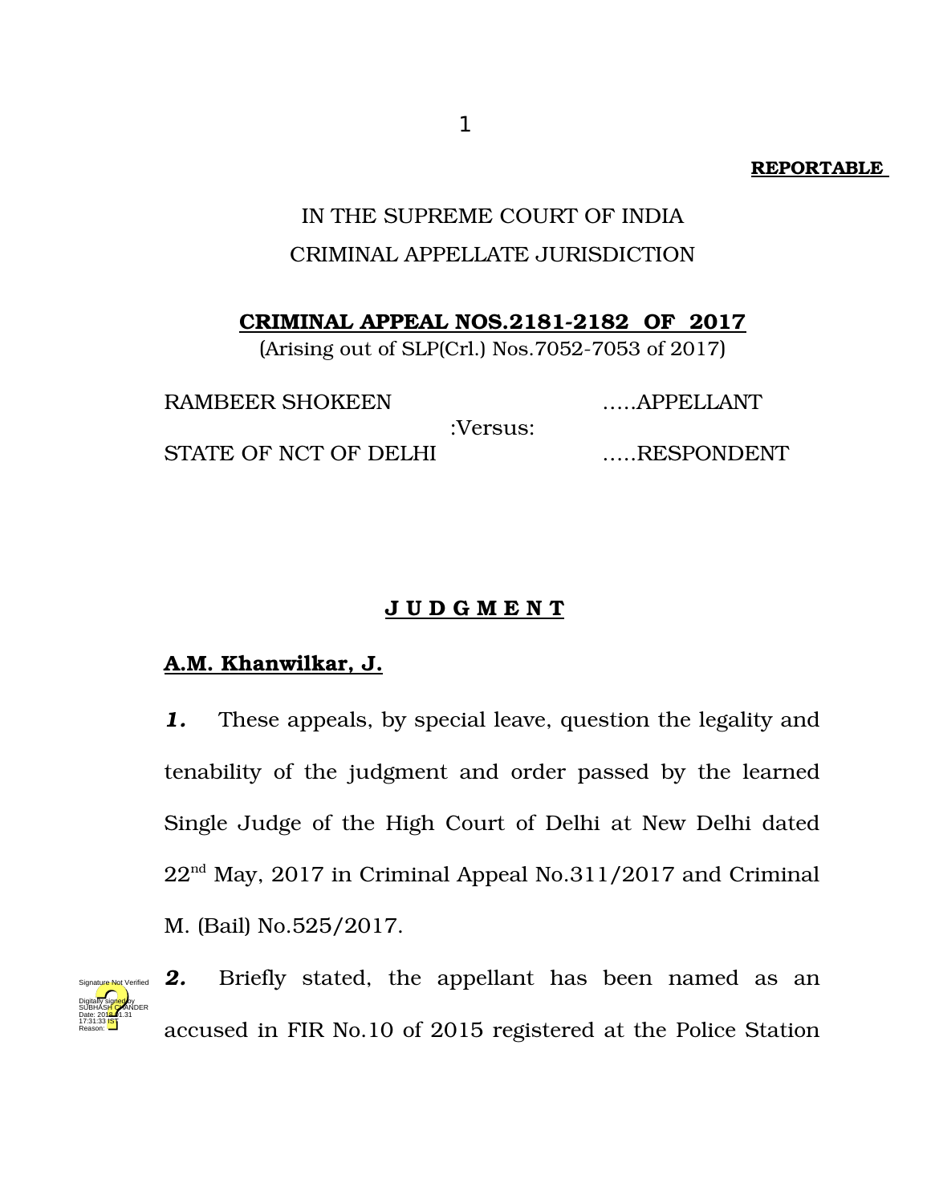**REPORTABLE**

IN THE SUPREME COURT OF INDIA
CRIMINAL APPELLATE JURISDICTION

**CRIMINAL APPEAL NOS.2181-2182 OF 2017**
(Arising out of SLP(Crl.) Nos.7052-7053 of 2017)

RAMBEER SHOKEEN .....APPELLANT

:Versus:

STATE OF NCT OF DELHI .....RESPONDENT

**J U D G M E N T**

**A.M. Khanwilkar, J.**

***1.*** These appeals, by special leave, question the legality and tenability of the judgment and order passed by the learned Single Judge of the High Court of Delhi at New Delhi dated 22nd May, 2017 in Criminal Appeal No.311/2017 and Criminal M. (Bail) No.525/2017.

***2.*** Briefly stated, the appellant has been named as an accused in FIR No.10 of 2015 registered at the Police Station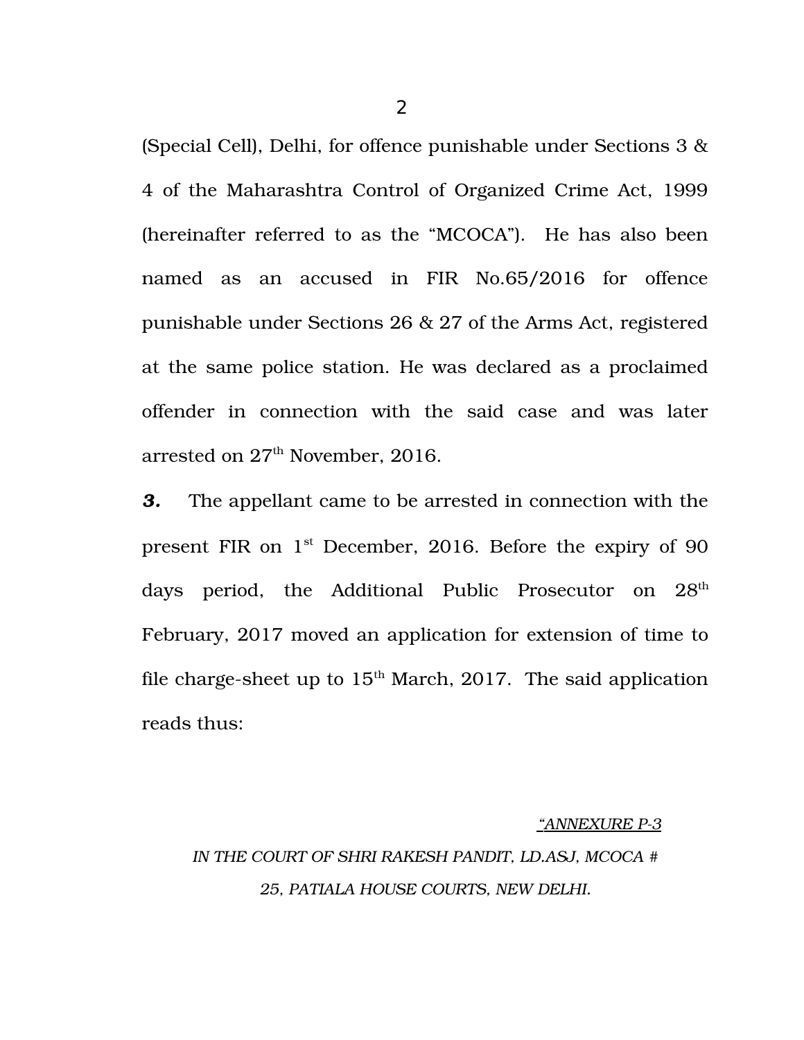(Special Cell), Delhi, for offence punishable under Sections 3 & 4 of the Maharashtra Control of Organized Crime Act, 1999 (hereinafter referred to as the "MCOCA"). He has also been named as an accused in FIR No.65/2016 for offence punishable under Sections 26 & 27 of the Arms Act, registered at the same police station. He was declared as a proclaimed offender in connection with the said case and was later arrested on 27th November, 2016.

***3.*** The appellant came to be arrested in connection with the present FIR on 1st December, 2016. Before the expiry of 90 days period, the Additional Public Prosecutor on 28th February, 2017 moved an application for extension of time to file charge-sheet up to 15th March, 2017. The said application reads thus:

*"ANNEXURE P-3*

*IN THE COURT OF SHRI RAKESH PANDIT, LD.ASJ, MCOCA # 25, PATIALA HOUSE COURTS, NEW DELHI.*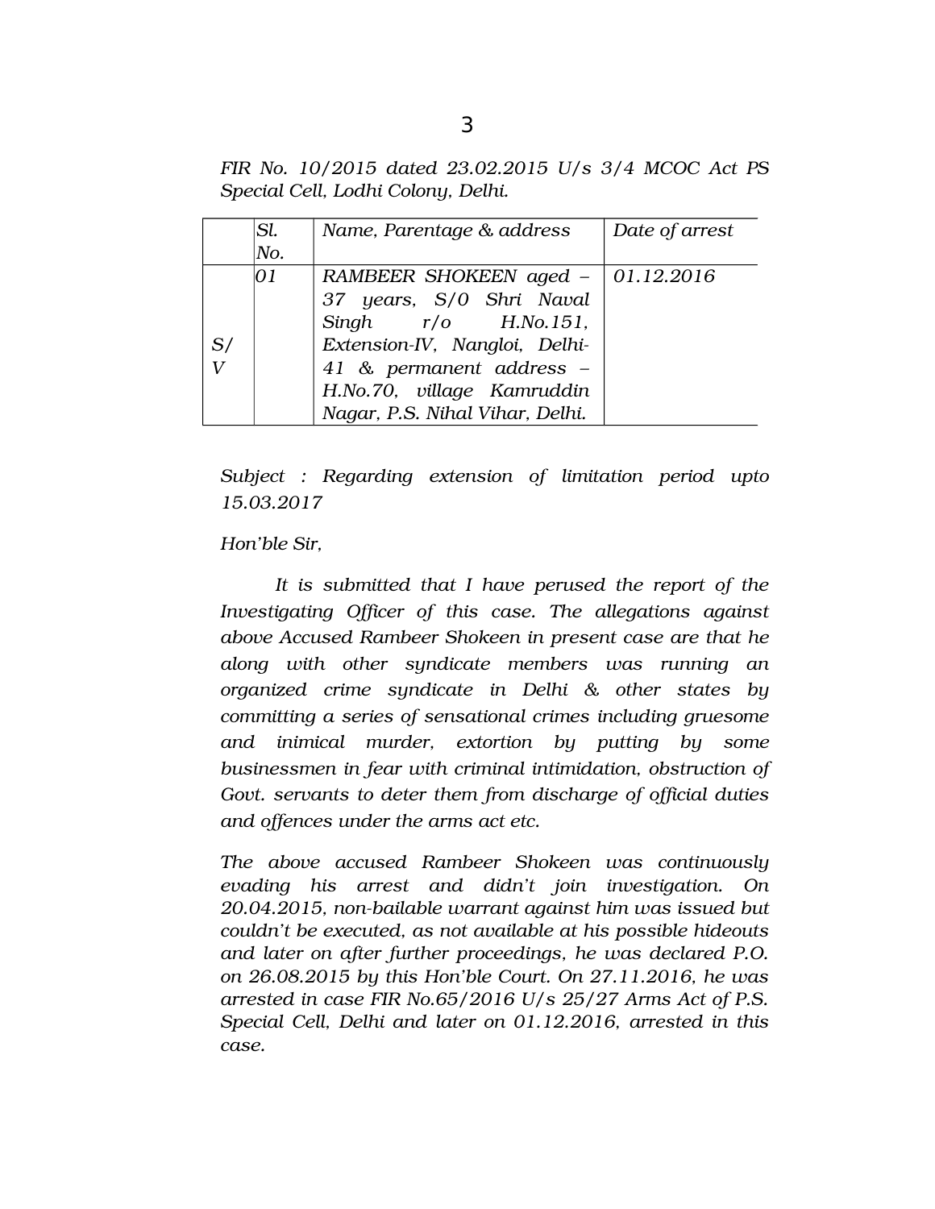*FIR No. 10/2015 dated 23.02.2015 U/s 3/4 MCOC Act PS Special Cell, Lodhi Colony, Delhi.*

| | *Sl. No.* | *Name, Parentage & address* | *Date of arrest* |
|---|---|---|---|
| *S/ V* | *01* | *RAMBEER SHOKEEN aged – 37 years, S/0 Shri Naval Singh r/o H.No.151, Extension-IV, Nangloi, Delhi-41 & permanent address – H.No.70, village Kamruddin Nagar, P.S. Nihal Vihar, Delhi.* | *01.12.2016* |

*Subject : Regarding extension of limitation period upto 15.03.2017*

*Hon'ble Sir,*

*It is submitted that I have perused the report of the Investigating Officer of this case. The allegations against above Accused Rambeer Shokeen in present case are that he along with other syndicate members was running an organized crime syndicate in Delhi & other states by committing a series of sensational crimes including gruesome and inimical murder, extortion by putting by some businessmen in fear with criminal intimidation, obstruction of Govt. servants to deter them from discharge of official duties and offences under the arms act etc.*

*The above accused Rambeer Shokeen was continuously evading his arrest and didn't join investigation. On 20.04.2015, non-bailable warrant against him was issued but couldn't be executed, as not available at his possible hideouts and later on after further proceedings, he was declared P.O. on 26.08.2015 by this Hon'ble Court. On 27.11.2016, he was arrested in case FIR No.65/2016 U/s 25/27 Arms Act of P.S. Special Cell, Delhi and later on 01.12.2016, arrested in this case.*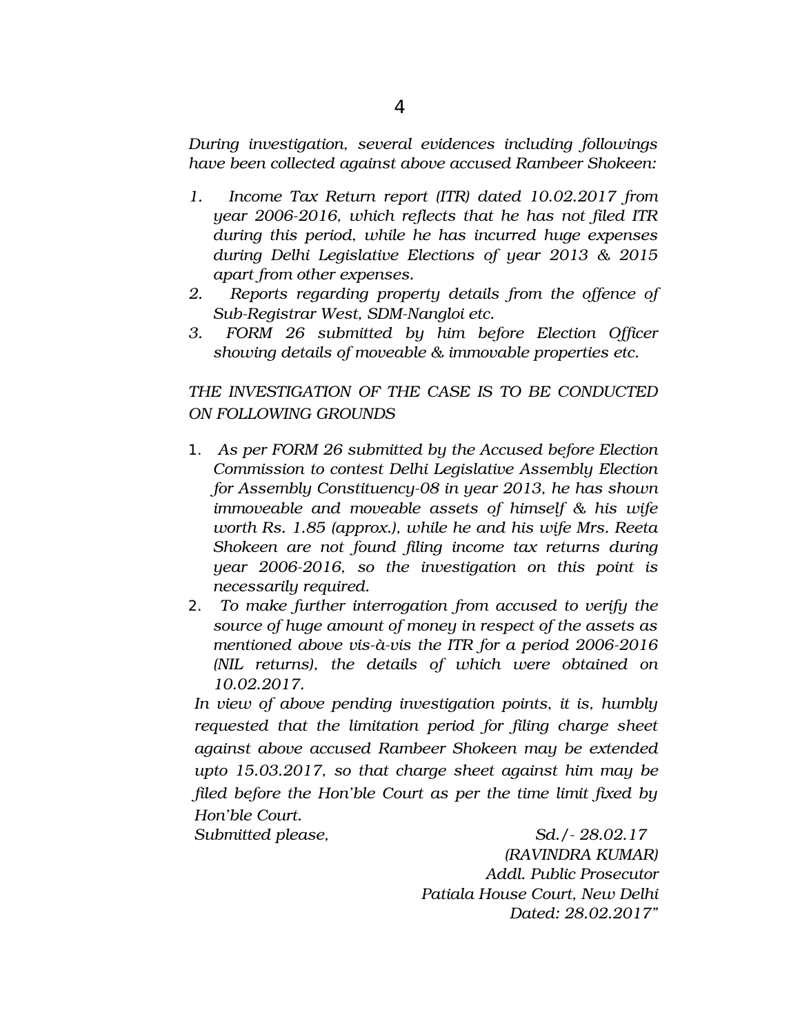*During investigation, several evidences including followings have been collected against above accused Rambeer Shokeen:*

1. *Income Tax Return report (ITR) dated 10.02.2017 from year 2006-2016, which reflects that he has not filed ITR during this period, while he has incurred huge expenses during Delhi Legislative Elections of year 2013 & 2015 apart from other expenses.*
2. *Reports regarding property details from the offence of Sub-Registrar West, SDM-Nangloi etc.*
3. *FORM 26 submitted by him before Election Officer showing details of moveable & immovable properties etc.*

*THE INVESTIGATION OF THE CASE IS TO BE CONDUCTED ON FOLLOWING GROUNDS*

1. *As per FORM 26 submitted by the Accused before Election Commission to contest Delhi Legislative Assembly Election for Assembly Constituency-08 in year 2013, he has shown immoveable and moveable assets of himself & his wife worth Rs. 1.85 (approx.), while he and his wife Mrs. Reeta Shokeen are not found filing income tax returns during year 2006-2016, so the investigation on this point is necessarily required.*
2. *To make further interrogation from accused to verify the source of huge amount of money in respect of the assets as mentioned above vis-à-vis the ITR for a period 2006-2016 (NIL returns), the details of which were obtained on 10.02.2017.*

*In view of above pending investigation points, it is, humbly requested that the limitation period for filing charge sheet against above accused Rambeer Shokeen may be extended upto 15.03.2017, so that charge sheet against him may be filed before the Hon'ble Court as per the time limit fixed by Hon'ble Court.*

*Submitted please,* *Sd./- 28.02.17*

*(RAVINDRA KUMAR)*
*Addl. Public Prosecutor*
*Patiala House Court, New Delhi*
*Dated: 28.02.2017"*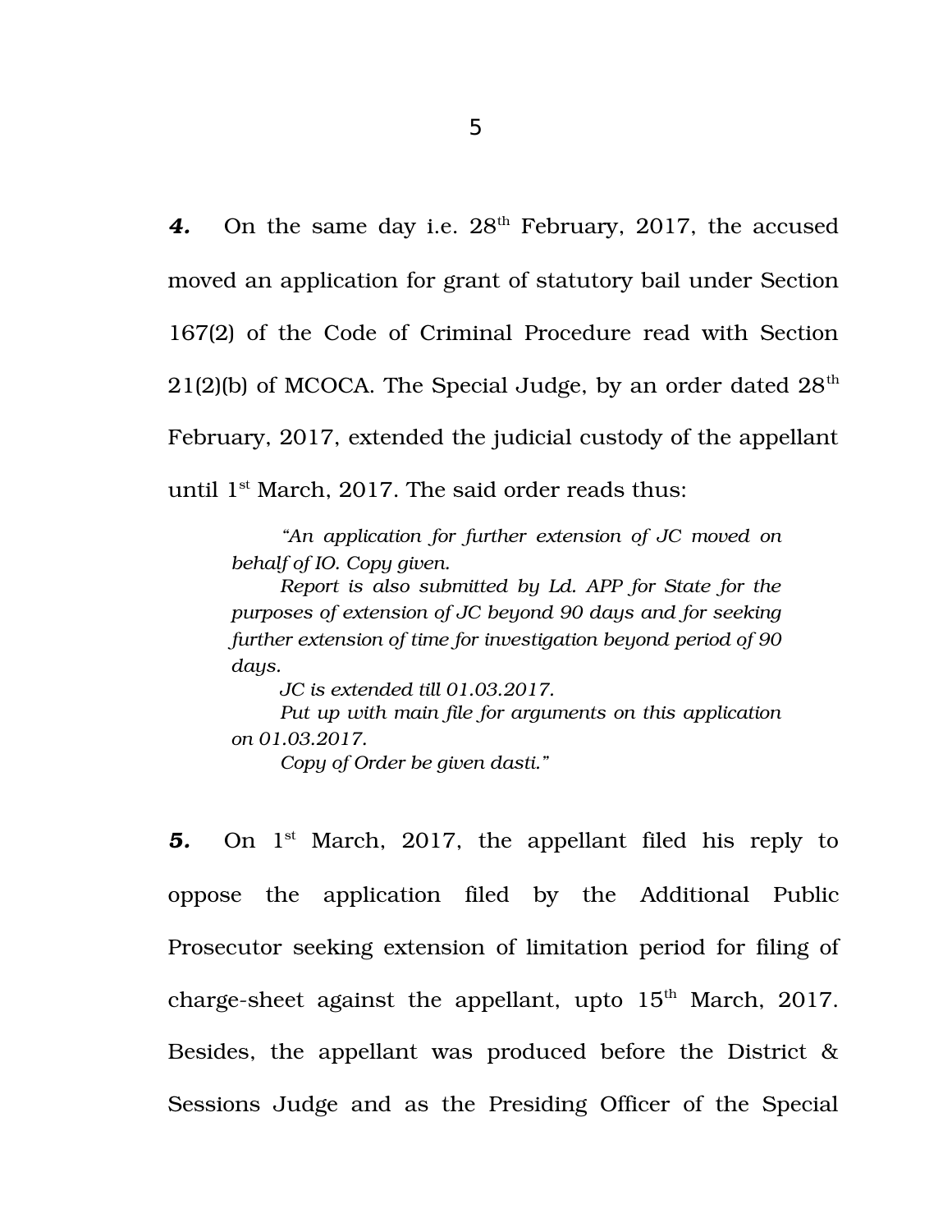**4.** On the same day i.e. 28th February, 2017, the accused moved an application for grant of statutory bail under Section 167(2) of the Code of Criminal Procedure read with Section 21(2)(b) of MCOCA. The Special Judge, by an order dated 28th February, 2017, extended the judicial custody of the appellant until 1st March, 2017. The said order reads thus:

> *"An application for further extension of JC moved on behalf of IO. Copy given.*
>
> *Report is also submitted by Ld. APP for State for the purposes of extension of JC beyond 90 days and for seeking further extension of time for investigation beyond period of 90 days.*
>
> *JC is extended till 01.03.2017.*
>
> *Put up with main file for arguments on this application on 01.03.2017.*
>
> *Copy of Order be given dasti."*

**5.** On 1st March, 2017, the appellant filed his reply to oppose the application filed by the Additional Public Prosecutor seeking extension of limitation period for filing of charge-sheet against the appellant, upto 15th March, 2017. Besides, the appellant was produced before the District & Sessions Judge and as the Presiding Officer of the Special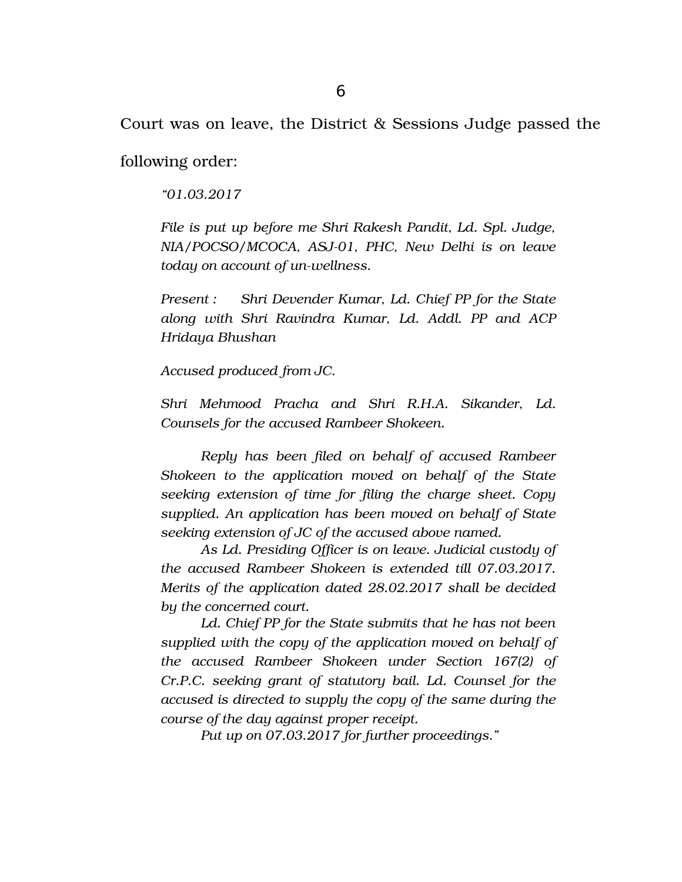Court was on leave, the District & Sessions Judge passed the following order:

> *"01.03.2017*
>
> *File is put up before me Shri Rakesh Pandit, Ld. Spl. Judge, NIA/POCSO/MCOCA, ASJ-01, PHC, New Delhi is on leave today on account of un-wellness.*
>
> *Present : Shri Devender Kumar, Ld. Chief PP for the State along with Shri Ravindra Kumar, Ld. Addl. PP and ACP Hridaya Bhushan*
>
> *Accused produced from JC.*
>
> *Shri Mehmood Pracha and Shri R.H.A. Sikander, Ld. Counsels for the accused Rambeer Shokeen.*
>
> *Reply has been filed on behalf of accused Rambeer Shokeen to the application moved on behalf of the State seeking extension of time for filing the charge sheet. Copy supplied. An application has been moved on behalf of State seeking extension of JC of the accused above named.*
>
> *As Ld. Presiding Officer is on leave. Judicial custody of the accused Rambeer Shokeen is extended till 07.03.2017. Merits of the application dated 28.02.2017 shall be decided by the concerned court.*
>
> *Ld. Chief PP for the State submits that he has not been supplied with the copy of the application moved on behalf of the accused Rambeer Shokeen under Section 167(2) of Cr.P.C. seeking grant of statutory bail. Ld. Counsel for the accused is directed to supply the copy of the same during the course of the day against proper receipt.*
>
> *Put up on 07.03.2017 for further proceedings."*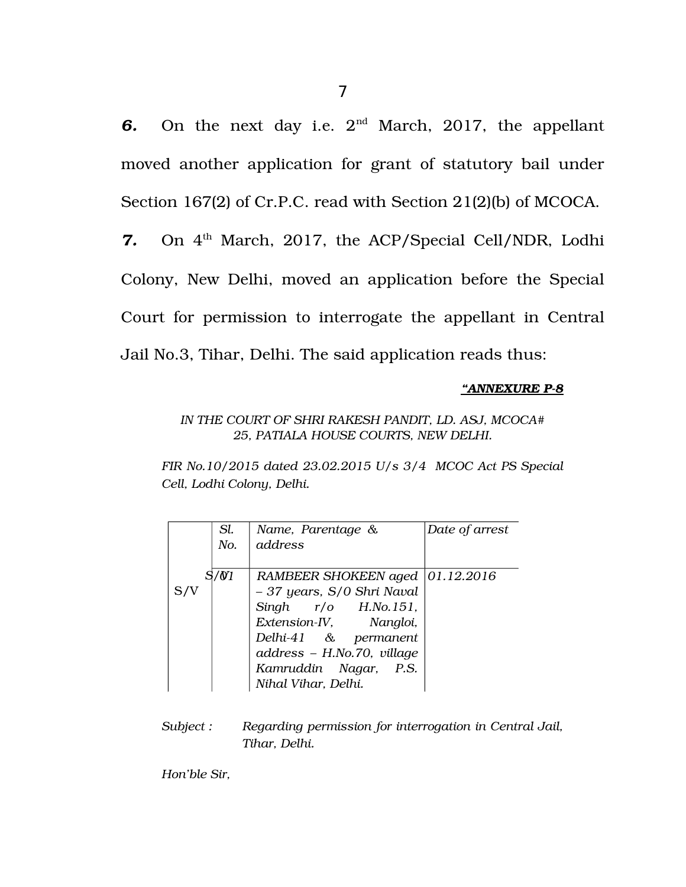**6.** On the next day i.e. 2nd March, 2017, the appellant moved another application for grant of statutory bail under Section 167(2) of Cr.P.C. read with Section 21(2)(b) of MCOCA.

**7.** On 4th March, 2017, the ACP/Special Cell/NDR, Lodhi Colony, New Delhi, moved an application before the Special Court for permission to interrogate the appellant in Central Jail No.3, Tihar, Delhi. The said application reads thus:

***"ANNEXURE P-8***

*IN THE COURT OF SHRI RAKESH PANDIT, LD. ASJ, MCOCA# 25, PATIALA HOUSE COURTS, NEW DELHI.*

*FIR No.10/2015 dated 23.02.2015 U/s 3/4 MCOC Act PS Special Cell, Lodhi Colony, Delhi.*

| | Sl. No. | Name, Parentage & address | Date of arrest |
|---|---|---|---|
| S/V | S/01 | RAMBEER SHOKEEN aged – 37 years, S/0 Shri Naval Singh r/o H.No.151, Extension-IV, Nangloi, Delhi-41 & permanent address – H.No.70, village Kamruddin Nagar, P.S. Nihal Vihar, Delhi. | 01.12.2016 |

*Subject :* *Regarding permission for interrogation in Central Jail, Tihar, Delhi.*

*Hon'ble Sir,*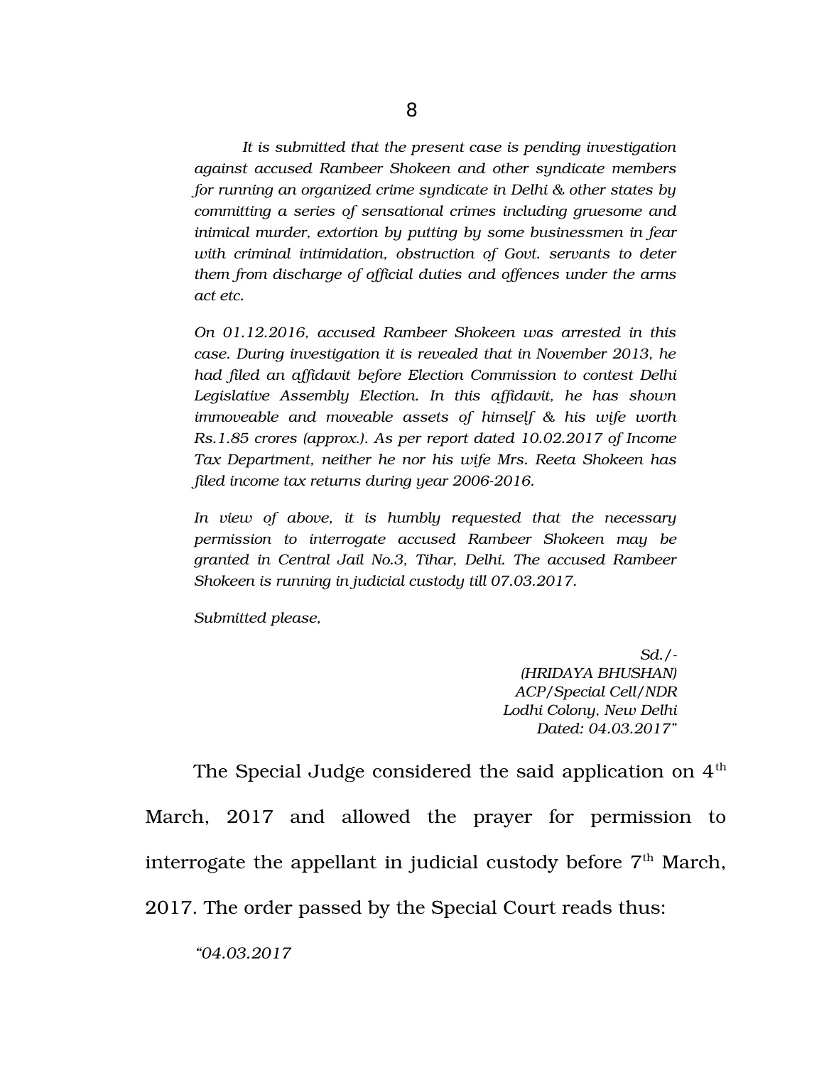*It is submitted that the present case is pending investigation against accused Rambeer Shokeen and other syndicate members for running an organized crime syndicate in Delhi & other states by committing a series of sensational crimes including gruesome and inimical murder, extortion by putting by some businessmen in fear with criminal intimidation, obstruction of Govt. servants to deter them from discharge of official duties and offences under the arms act etc.*

*On 01.12.2016, accused Rambeer Shokeen was arrested in this case. During investigation it is revealed that in November 2013, he had filed an affidavit before Election Commission to contest Delhi Legislative Assembly Election. In this affidavit, he has shown immoveable and moveable assets of himself & his wife worth Rs.1.85 crores (approx.). As per report dated 10.02.2017 of Income Tax Department, neither he nor his wife Mrs. Reeta Shokeen has filed income tax returns during year 2006-2016.*

*In view of above, it is humbly requested that the necessary permission to interrogate accused Rambeer Shokeen may be granted in Central Jail No.3, Tihar, Delhi. The accused Rambeer Shokeen is running in judicial custody till 07.03.2017.*

*Submitted please,*

*Sd./-*
*(HRIDAYA BHUSHAN)*
*ACP/Special Cell/NDR*
*Lodhi Colony, New Delhi*
*Dated: 04.03.2017"*

The Special Judge considered the said application on 4th March, 2017 and allowed the prayer for permission to interrogate the appellant in judicial custody before 7th March, 2017. The order passed by the Special Court reads thus:

*"04.03.2017*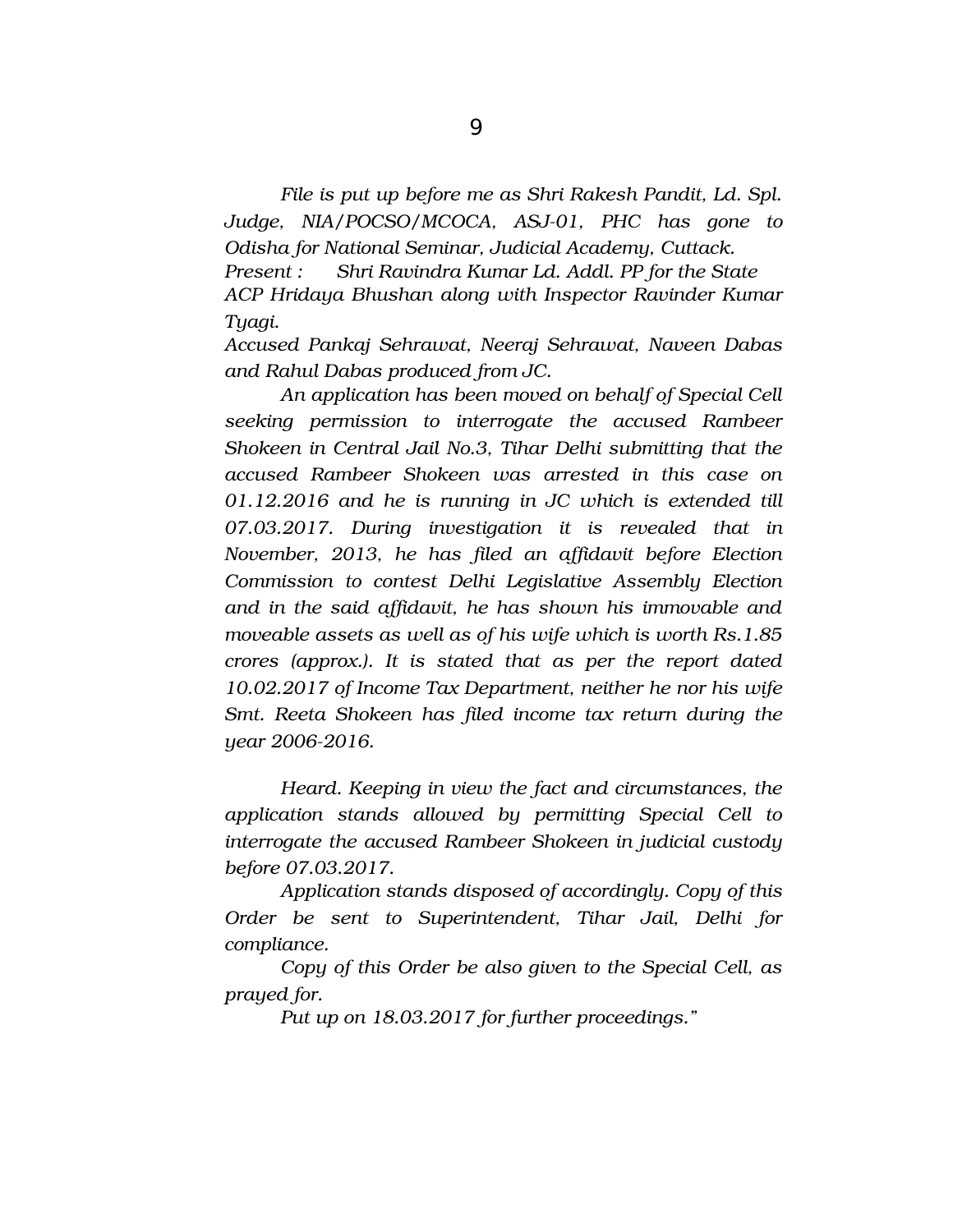*File is put up before me as Shri Rakesh Pandit, Ld. Spl. Judge, NIA/POCSO/MCOCA, ASJ-01, PHC has gone to Odisha for National Seminar, Judicial Academy, Cuttack.*

*Present : Shri Ravindra Kumar Ld. Addl. PP for the State*

*ACP Hridaya Bhushan along with Inspector Ravinder Kumar Tyagi.*

*Accused Pankaj Sehrawat, Neeraj Sehrawat, Naveen Dabas and Rahul Dabas produced from JC.*

*An application has been moved on behalf of Special Cell seeking permission to interrogate the accused Rambeer Shokeen in Central Jail No.3, Tihar Delhi submitting that the accused Rambeer Shokeen was arrested in this case on 01.12.2016 and he is running in JC which is extended till 07.03.2017. During investigation it is revealed that in November, 2013, he has filed an affidavit before Election Commission to contest Delhi Legislative Assembly Election and in the said affidavit, he has shown his immovable and moveable assets as well as of his wife which is worth Rs.1.85 crores (approx.). It is stated that as per the report dated 10.02.2017 of Income Tax Department, neither he nor his wife Smt. Reeta Shokeen has filed income tax return during the year 2006-2016.*

*Heard. Keeping in view the fact and circumstances, the application stands allowed by permitting Special Cell to interrogate the accused Rambeer Shokeen in judicial custody before 07.03.2017.*

*Application stands disposed of accordingly. Copy of this Order be sent to Superintendent, Tihar Jail, Delhi for compliance.*

*Copy of this Order be also given to the Special Cell, as prayed for.*

*Put up on 18.03.2017 for further proceedings."*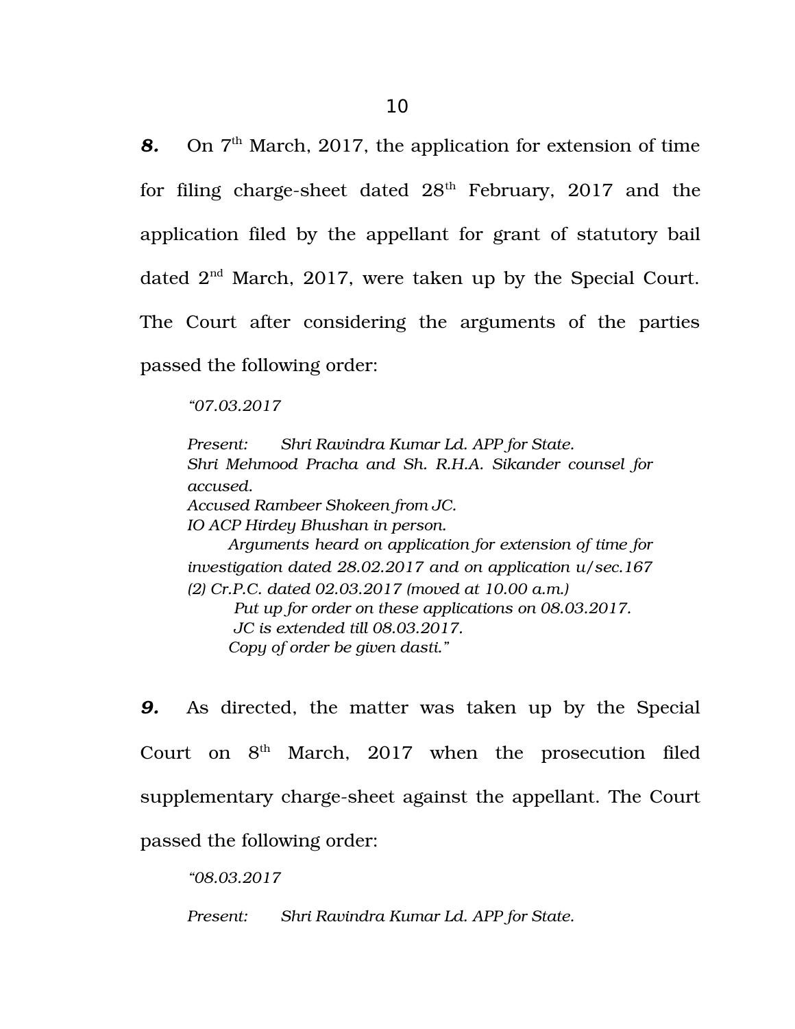***8.*** On 7th March, 2017, the application for extension of time for filing charge-sheet dated 28th February, 2017 and the application filed by the appellant for grant of statutory bail dated 2nd March, 2017, were taken up by the Special Court. The Court after considering the arguments of the parties passed the following order:

> *"07.03.2017*
>
> *Present: Shri Ravindra Kumar Ld. APP for State.*
> *Shri Mehmood Pracha and Sh. R.H.A. Sikander counsel for accused.*
> *Accused Rambeer Shokeen from JC.*
> *IO ACP Hirdey Bhushan in person.*
>
> *Arguments heard on application for extension of time for investigation dated 28.02.2017 and on application u/sec.167 (2) Cr.P.C. dated 02.03.2017 (moved at 10.00 a.m.)*
>
> *Put up for order on these applications on 08.03.2017.*
>
> *JC is extended till 08.03.2017.*
>
> *Copy of order be given dasti."*

***9.*** As directed, the matter was taken up by the Special Court on 8th March, 2017 when the prosecution filed supplementary charge-sheet against the appellant. The Court passed the following order:

> *"08.03.2017*
>
> *Present: Shri Ravindra Kumar Ld. APP for State.*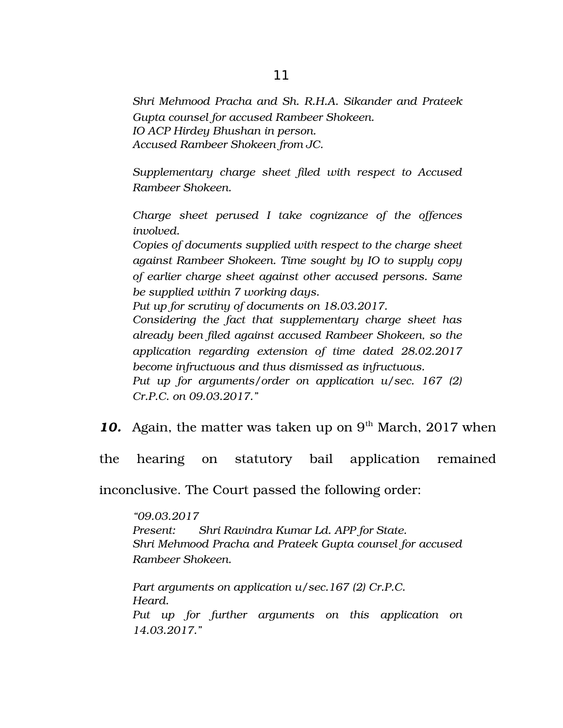*Shri Mehmood Pracha and Sh. R.H.A. Sikander and Prateek Gupta counsel for accused Rambeer Shokeen.*
*IO ACP Hirdey Bhushan in person.*
*Accused Rambeer Shokeen from JC.*

*Supplementary charge sheet filed with respect to Accused Rambeer Shokeen.*

*Charge sheet perused I take cognizance of the offences involved.*
*Copies of documents supplied with respect to the charge sheet against Rambeer Shokeen. Time sought by IO to supply copy of earlier charge sheet against other accused persons. Same be supplied within 7 working days.*
*Put up for scrutiny of documents on 18.03.2017.*
*Considering the fact that supplementary charge sheet has already been filed against accused Rambeer Shokeen, so the application regarding extension of time dated 28.02.2017 become infructuous and thus dismissed as infructuous.*
*Put up for arguments/order on application u/sec. 167 (2) Cr.P.C. on 09.03.2017."*

***10.*** Again, the matter was taken up on 9th March, 2017 when the hearing on statutory bail application remained inconclusive. The Court passed the following order:

*"09.03.2017*
*Present: Shri Ravindra Kumar Ld. APP for State.*
*Shri Mehmood Pracha and Prateek Gupta counsel for accused Rambeer Shokeen.*

*Part arguments on application u/sec.167 (2) Cr.P.C.*
*Heard.*
*Put up for further arguments on this application on 14.03.2017."*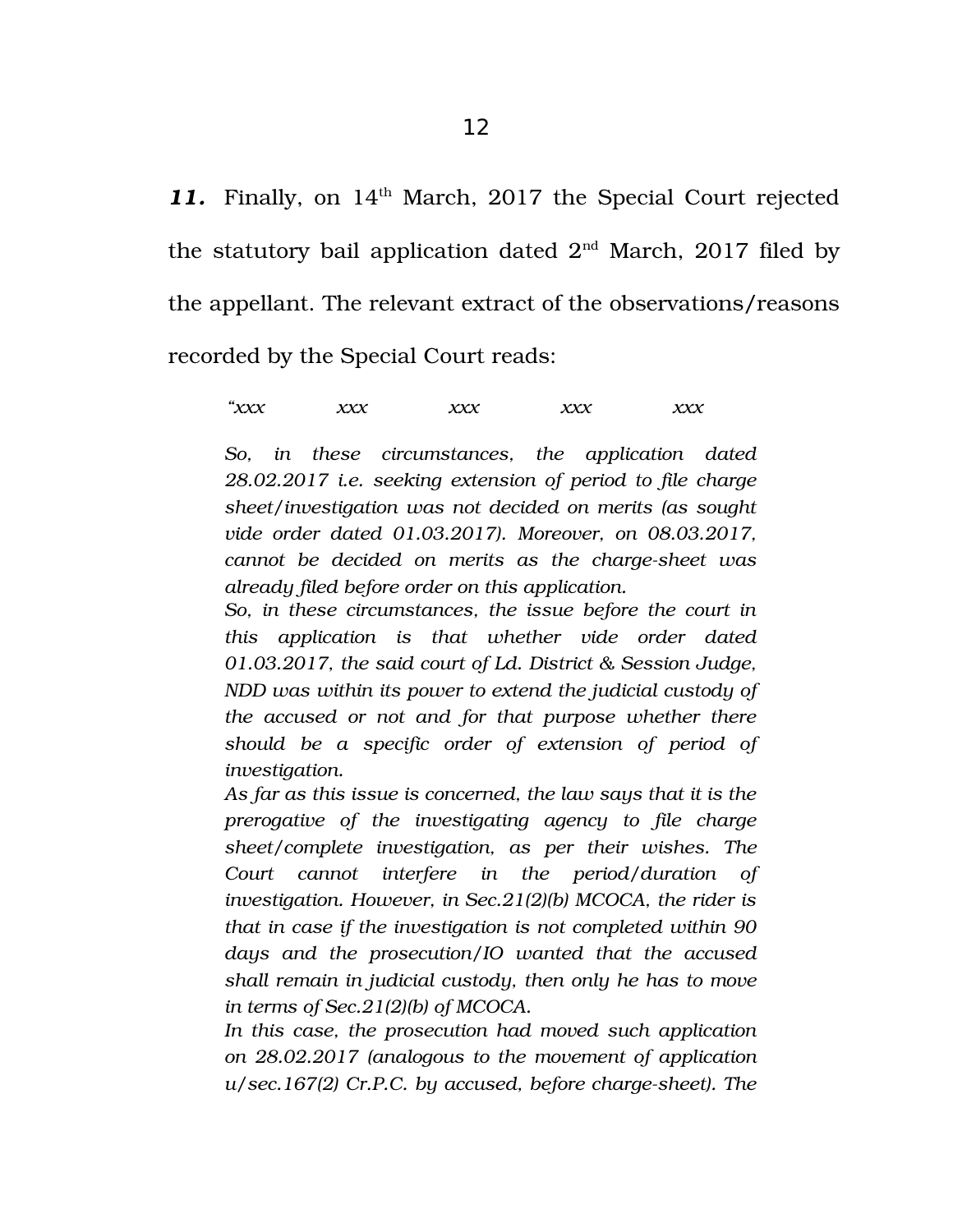***11.*** Finally, on 14th March, 2017 the Special Court rejected the statutory bail application dated 2nd March, 2017 filed by the appellant. The relevant extract of the observations/reasons recorded by the Special Court reads:

> *"xxx xxx xxx xxx xxx*
>
> *So, in these circumstances, the application dated 28.02.2017 i.e. seeking extension of period to file charge sheet/investigation was not decided on merits (as sought vide order dated 01.03.2017). Moreover, on 08.03.2017, cannot be decided on merits as the charge-sheet was already filed before order on this application.*
>
> *So, in these circumstances, the issue before the court in this application is that whether vide order dated 01.03.2017, the said court of Ld. District & Session Judge, NDD was within its power to extend the judicial custody of the accused or not and for that purpose whether there should be a specific order of extension of period of investigation.*
>
> *As far as this issue is concerned, the law says that it is the prerogative of the investigating agency to file charge sheet/complete investigation, as per their wishes. The Court cannot interfere in the period/duration of investigation. However, in Sec.21(2)(b) MCOCA, the rider is that in case if the investigation is not completed within 90 days and the prosecution/IO wanted that the accused shall remain in judicial custody, then only he has to move in terms of Sec.21(2)(b) of MCOCA.*
>
> *In this case, the prosecution had moved such application on 28.02.2017 (analogous to the movement of application u/sec.167(2) Cr.P.C. by accused, before charge-sheet). The*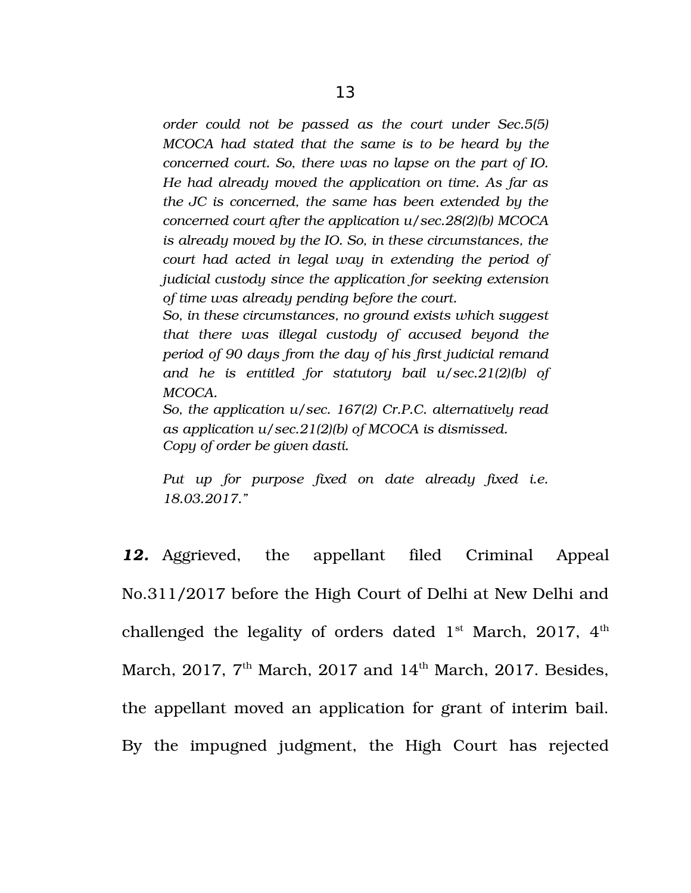*order could not be passed as the court under Sec.5(5) MCOCA had stated that the same is to be heard by the concerned court. So, there was no lapse on the part of IO. He had already moved the application on time. As far as the JC is concerned, the same has been extended by the concerned court after the application u/sec.28(2)(b) MCOCA is already moved by the IO. So, in these circumstances, the court had acted in legal way in extending the period of judicial custody since the application for seeking extension of time was already pending before the court.*

*So, in these circumstances, no ground exists which suggest that there was illegal custody of accused beyond the period of 90 days from the day of his first judicial remand and he is entitled for statutory bail u/sec.21(2)(b) of MCOCA.*

*So, the application u/sec. 167(2) Cr.P.C. alternatively read as application u/sec.21(2)(b) of MCOCA is dismissed.*

*Copy of order be given dasti.*

*Put up for purpose fixed on date already fixed i.e. 18.03.2017."*

***12.*** Aggrieved, the appellant filed Criminal Appeal No.311/2017 before the High Court of Delhi at New Delhi and challenged the legality of orders dated 1st March, 2017, 4th March, 2017, 7th March, 2017 and 14th March, 2017. Besides, the appellant moved an application for grant of interim bail. By the impugned judgment, the High Court has rejected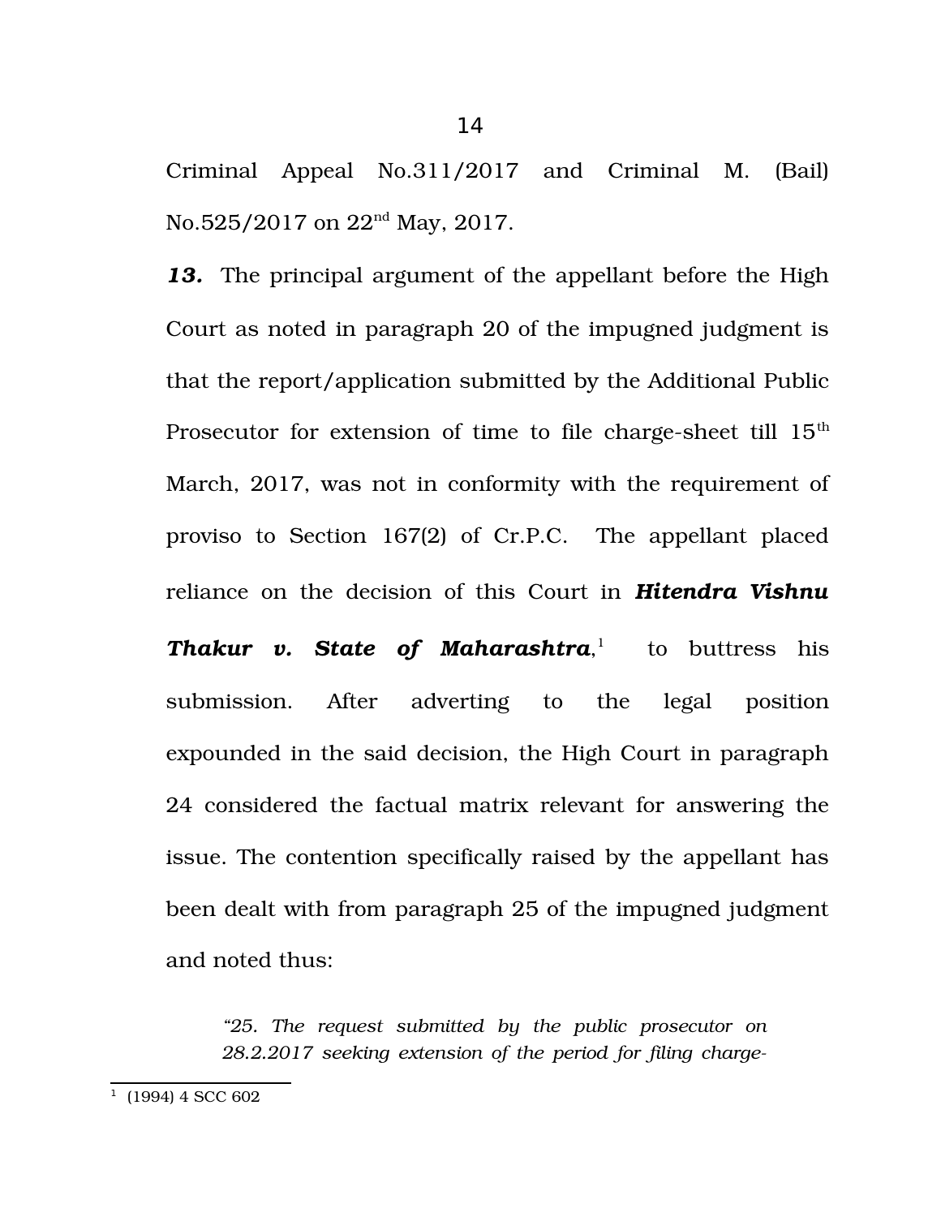Criminal Appeal No.311/2017 and Criminal M. (Bail) No.525/2017 on 22nd May, 2017.

***13.*** The principal argument of the appellant before the High Court as noted in paragraph 20 of the impugned judgment is that the report/application submitted by the Additional Public Prosecutor for extension of time to file charge-sheet till 15th March, 2017, was not in conformity with the requirement of proviso to Section 167(2) of Cr.P.C. The appellant placed reliance on the decision of this Court in ***Hitendra Vishnu Thakur v. State of Maharashtra***,[1] to buttress his submission. After adverting to the legal position expounded in the said decision, the High Court in paragraph 24 considered the factual matrix relevant for answering the issue. The contention specifically raised by the appellant has been dealt with from paragraph 25 of the impugned judgment and noted thus:

> *"25. The request submitted by the public prosecutor on 28.2.2017 seeking extension of the period for filing charge-*

---

[1] (1994) 4 SCC 602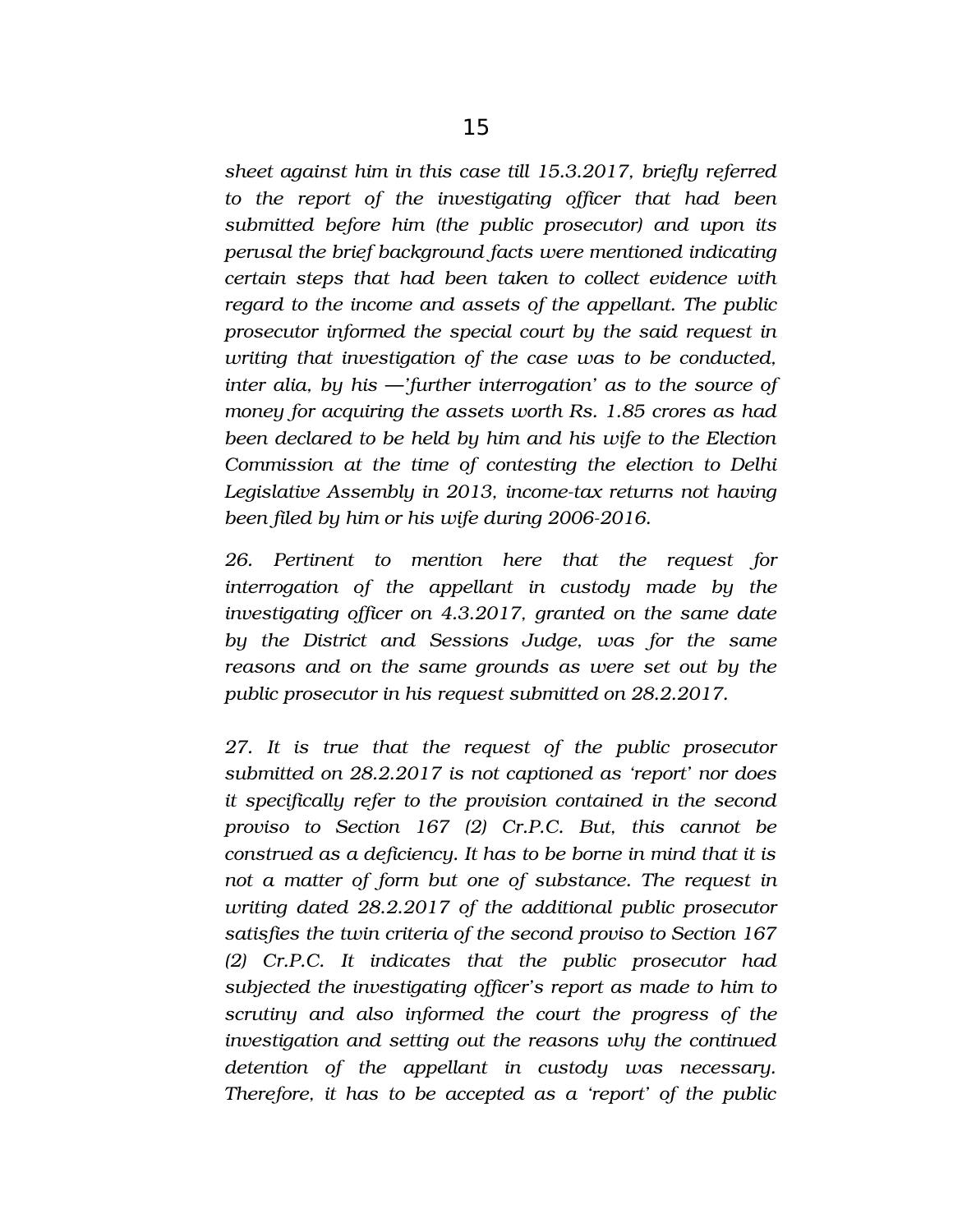*sheet against him in this case till 15.3.2017, briefly referred to the report of the investigating officer that had been submitted before him (the public prosecutor) and upon its perusal the brief background facts were mentioned indicating certain steps that had been taken to collect evidence with regard to the income and assets of the appellant. The public prosecutor informed the special court by the said request in writing that investigation of the case was to be conducted, inter alia, by his —'further interrogation' as to the source of money for acquiring the assets worth Rs. 1.85 crores as had been declared to be held by him and his wife to the Election Commission at the time of contesting the election to Delhi Legislative Assembly in 2013, income-tax returns not having been filed by him or his wife during 2006-2016.*

*26. Pertinent to mention here that the request for interrogation of the appellant in custody made by the investigating officer on 4.3.2017, granted on the same date by the District and Sessions Judge, was for the same reasons and on the same grounds as were set out by the public prosecutor in his request submitted on 28.2.2017.*

*27. It is true that the request of the public prosecutor submitted on 28.2.2017 is not captioned as 'report' nor does it specifically refer to the provision contained in the second proviso to Section 167 (2) Cr.P.C. But, this cannot be construed as a deficiency. It has to be borne in mind that it is not a matter of form but one of substance. The request in writing dated 28.2.2017 of the additional public prosecutor satisfies the twin criteria of the second proviso to Section 167 (2) Cr.P.C. It indicates that the public prosecutor had subjected the investigating officer's report as made to him to scrutiny and also informed the court the progress of the investigation and setting out the reasons why the continued detention of the appellant in custody was necessary. Therefore, it has to be accepted as a 'report' of the public*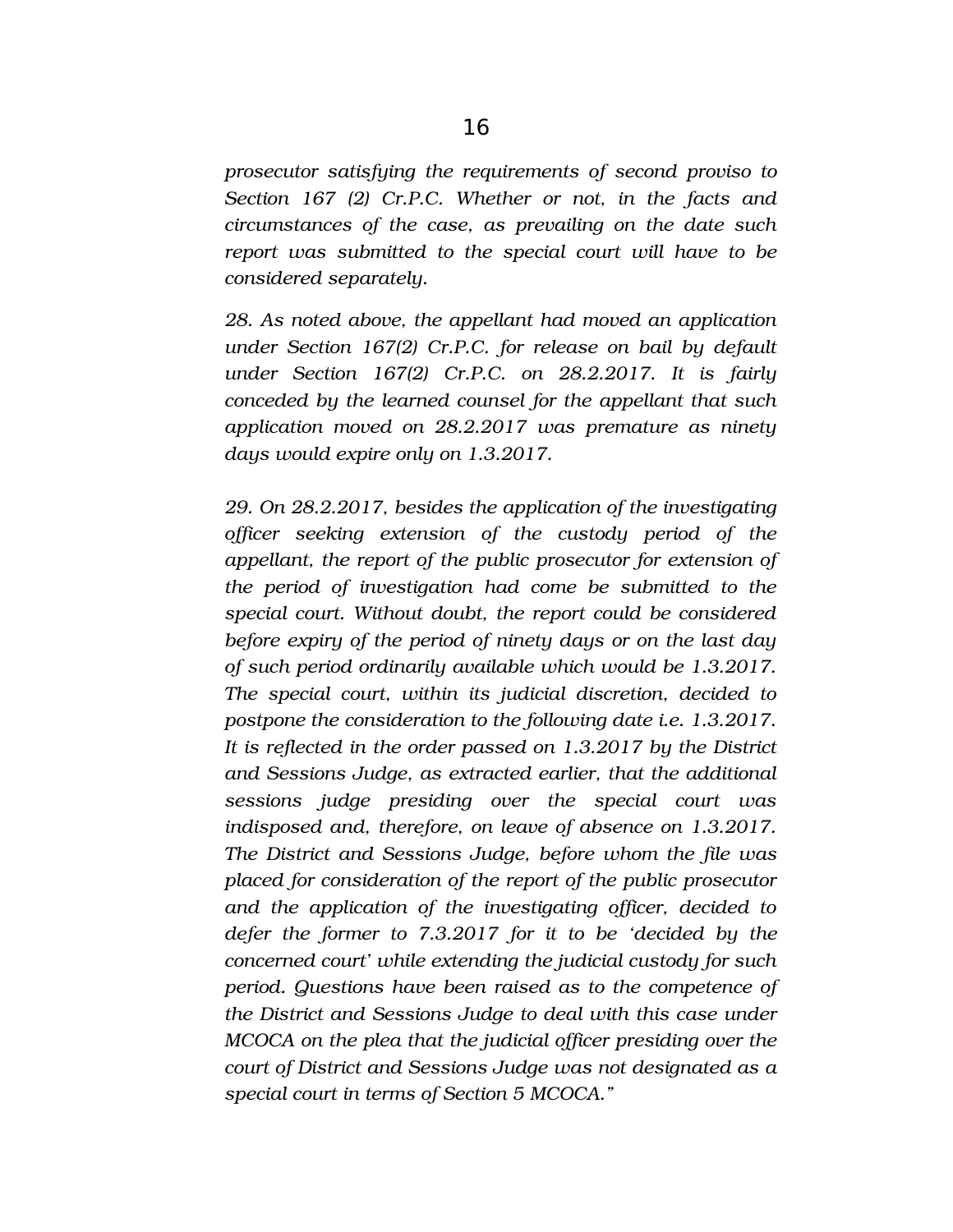*prosecutor satisfying the requirements of second proviso to Section 167 (2) Cr.P.C. Whether or not, in the facts and circumstances of the case, as prevailing on the date such report was submitted to the special court will have to be considered separately.*

*28. As noted above, the appellant had moved an application under Section 167(2) Cr.P.C. for release on bail by default under Section 167(2) Cr.P.C. on 28.2.2017. It is fairly conceded by the learned counsel for the appellant that such application moved on 28.2.2017 was premature as ninety days would expire only on 1.3.2017.*

*29. On 28.2.2017, besides the application of the investigating officer seeking extension of the custody period of the appellant, the report of the public prosecutor for extension of the period of investigation had come be submitted to the special court. Without doubt, the report could be considered before expiry of the period of ninety days or on the last day of such period ordinarily available which would be 1.3.2017. The special court, within its judicial discretion, decided to postpone the consideration to the following date i.e. 1.3.2017. It is reflected in the order passed on 1.3.2017 by the District and Sessions Judge, as extracted earlier, that the additional sessions judge presiding over the special court was indisposed and, therefore, on leave of absence on 1.3.2017. The District and Sessions Judge, before whom the file was placed for consideration of the report of the public prosecutor and the application of the investigating officer, decided to defer the former to 7.3.2017 for it to be 'decided by the concerned court' while extending the judicial custody for such period. Questions have been raised as to the competence of the District and Sessions Judge to deal with this case under MCOCA on the plea that the judicial officer presiding over the court of District and Sessions Judge was not designated as a special court in terms of Section 5 MCOCA."*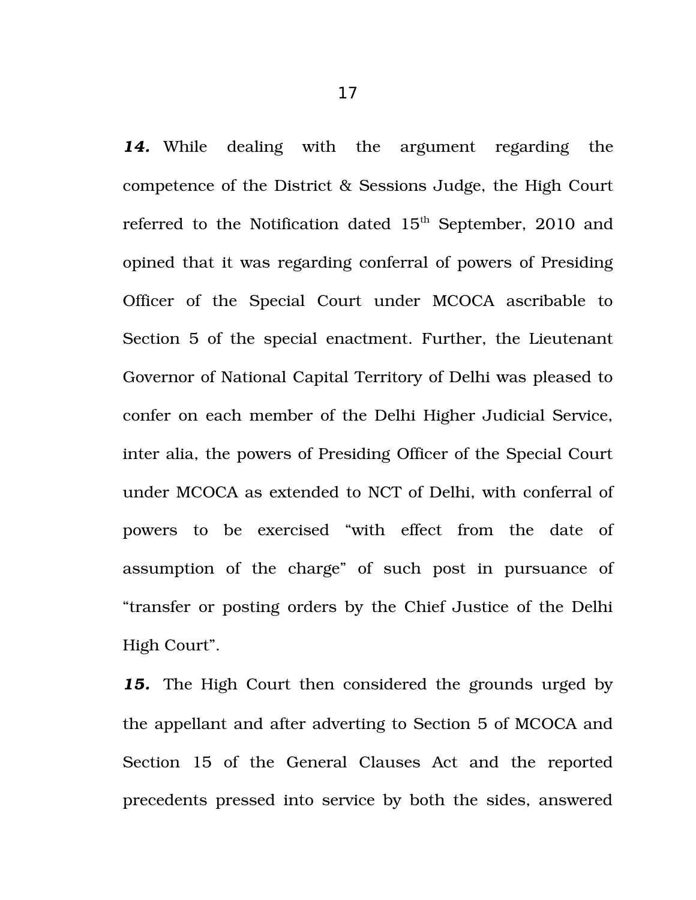***14.*** While dealing with the argument regarding the competence of the District & Sessions Judge, the High Court referred to the Notification dated 15th September, 2010 and opined that it was regarding conferral of powers of Presiding Officer of the Special Court under MCOCA ascribable to Section 5 of the special enactment. Further, the Lieutenant Governor of National Capital Territory of Delhi was pleased to confer on each member of the Delhi Higher Judicial Service, inter alia, the powers of Presiding Officer of the Special Court under MCOCA as extended to NCT of Delhi, with conferral of powers to be exercised "with effect from the date of assumption of the charge" of such post in pursuance of "transfer or posting orders by the Chief Justice of the Delhi High Court".

***15.*** The High Court then considered the grounds urged by the appellant and after adverting to Section 5 of MCOCA and Section 15 of the General Clauses Act and the reported precedents pressed into service by both the sides, answered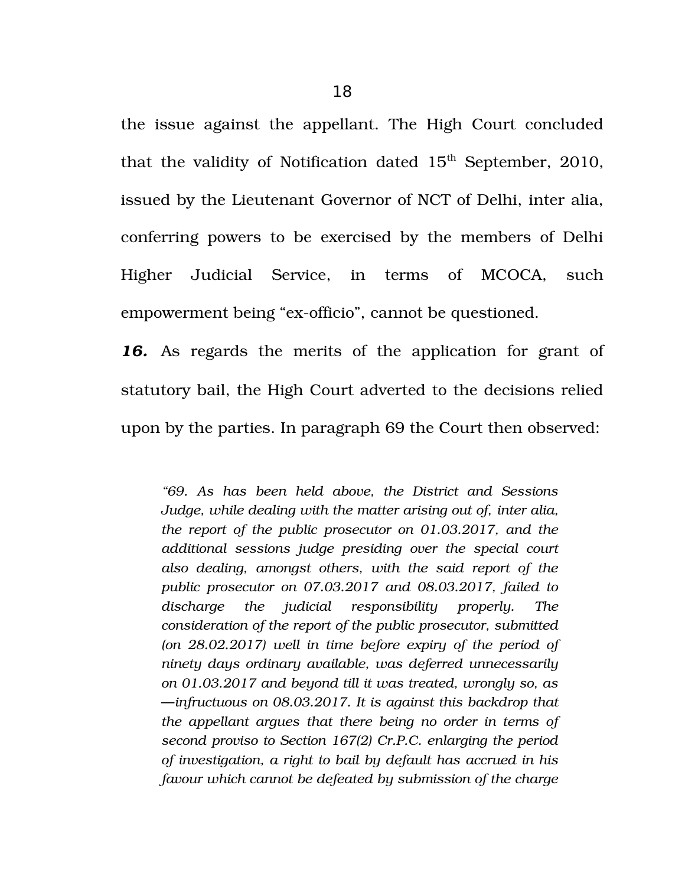the issue against the appellant. The High Court concluded that the validity of Notification dated 15th September, 2010, issued by the Lieutenant Governor of NCT of Delhi, inter alia, conferring powers to be exercised by the members of Delhi Higher Judicial Service, in terms of MCOCA, such empowerment being "ex-officio", cannot be questioned.

***16.*** As regards the merits of the application for grant of statutory bail, the High Court adverted to the decisions relied upon by the parties. In paragraph 69 the Court then observed:

> *"69. As has been held above, the District and Sessions Judge, while dealing with the matter arising out of, inter alia, the report of the public prosecutor on 01.03.2017, and the additional sessions judge presiding over the special court also dealing, amongst others, with the said report of the public prosecutor on 07.03.2017 and 08.03.2017, failed to discharge the judicial responsibility properly. The consideration of the report of the public prosecutor, submitted (on 28.02.2017) well in time before expiry of the period of ninety days ordinary available, was deferred unnecessarily on 01.03.2017 and beyond till it was treated, wrongly so, as —infructuous on 08.03.2017. It is against this backdrop that the appellant argues that there being no order in terms of second proviso to Section 167(2) Cr.P.C. enlarging the period of investigation, a right to bail by default has accrued in his favour which cannot be defeated by submission of the charge*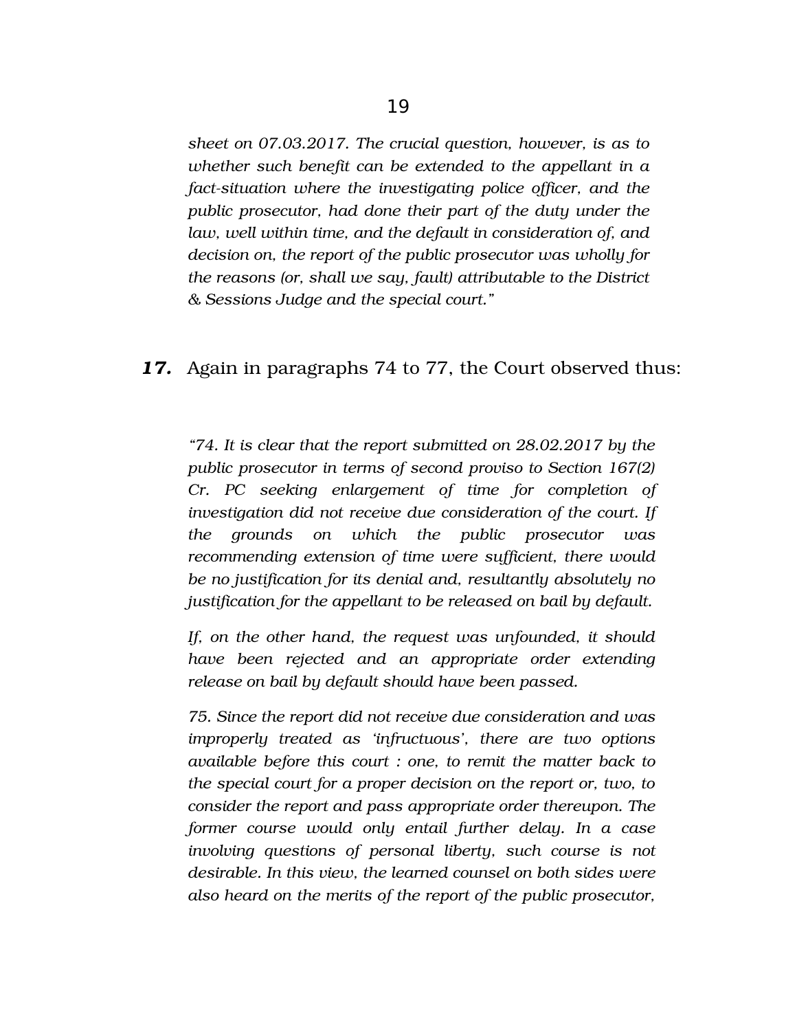*sheet on 07.03.2017. The crucial question, however, is as to whether such benefit can be extended to the appellant in a fact-situation where the investigating police officer, and the public prosecutor, had done their part of the duty under the law, well within time, and the default in consideration of, and decision on, the report of the public prosecutor was wholly for the reasons (or, shall we say, fault) attributable to the District & Sessions Judge and the special court."*

***17.*** Again in paragraphs 74 to 77, the Court observed thus:

*"74. It is clear that the report submitted on 28.02.2017 by the public prosecutor in terms of second proviso to Section 167(2) Cr. PC seeking enlargement of time for completion of investigation did not receive due consideration of the court. If the grounds on which the public prosecutor was recommending extension of time were sufficient, there would be no justification for its denial and, resultantly absolutely no justification for the appellant to be released on bail by default.*

*If, on the other hand, the request was unfounded, it should have been rejected and an appropriate order extending release on bail by default should have been passed.*

*75. Since the report did not receive due consideration and was improperly treated as 'infructuous', there are two options available before this court : one, to remit the matter back to the special court for a proper decision on the report or, two, to consider the report and pass appropriate order thereupon. The former course would only entail further delay. In a case involving questions of personal liberty, such course is not desirable. In this view, the learned counsel on both sides were also heard on the merits of the report of the public prosecutor,*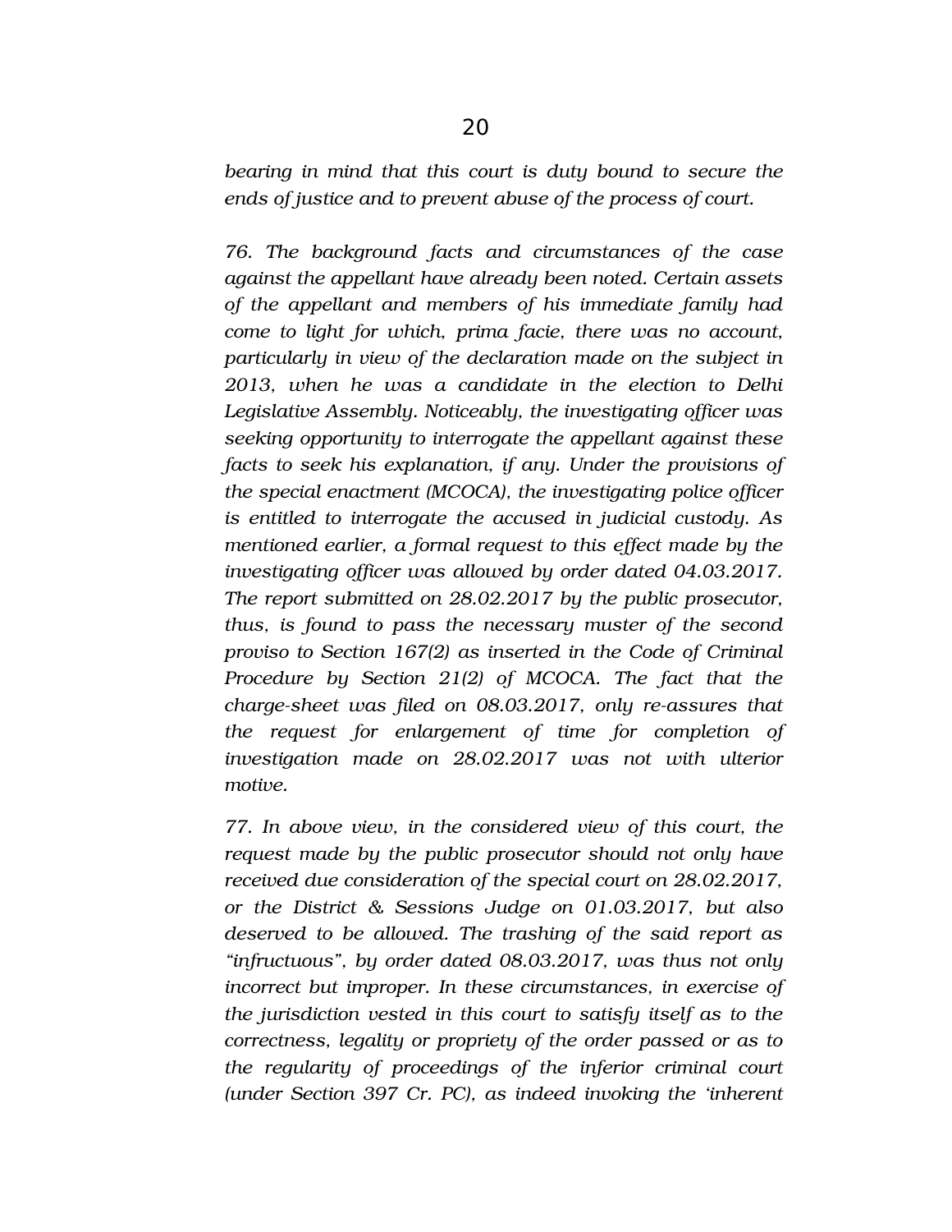*bearing in mind that this court is duty bound to secure the ends of justice and to prevent abuse of the process of court.*

*76. The background facts and circumstances of the case against the appellant have already been noted. Certain assets of the appellant and members of his immediate family had come to light for which, prima facie, there was no account, particularly in view of the declaration made on the subject in 2013, when he was a candidate in the election to Delhi Legislative Assembly. Noticeably, the investigating officer was seeking opportunity to interrogate the appellant against these facts to seek his explanation, if any. Under the provisions of the special enactment (MCOCA), the investigating police officer is entitled to interrogate the accused in judicial custody. As mentioned earlier, a formal request to this effect made by the investigating officer was allowed by order dated 04.03.2017. The report submitted on 28.02.2017 by the public prosecutor, thus, is found to pass the necessary muster of the second proviso to Section 167(2) as inserted in the Code of Criminal Procedure by Section 21(2) of MCOCA. The fact that the charge-sheet was filed on 08.03.2017, only re-assures that the request for enlargement of time for completion of investigation made on 28.02.2017 was not with ulterior motive.*

*77. In above view, in the considered view of this court, the request made by the public prosecutor should not only have received due consideration of the special court on 28.02.2017, or the District & Sessions Judge on 01.03.2017, but also deserved to be allowed. The trashing of the said report as "infructuous", by order dated 08.03.2017, was thus not only incorrect but improper. In these circumstances, in exercise of the jurisdiction vested in this court to satisfy itself as to the correctness, legality or propriety of the order passed or as to the regularity of proceedings of the inferior criminal court (under Section 397 Cr. PC), as indeed invoking the 'inherent*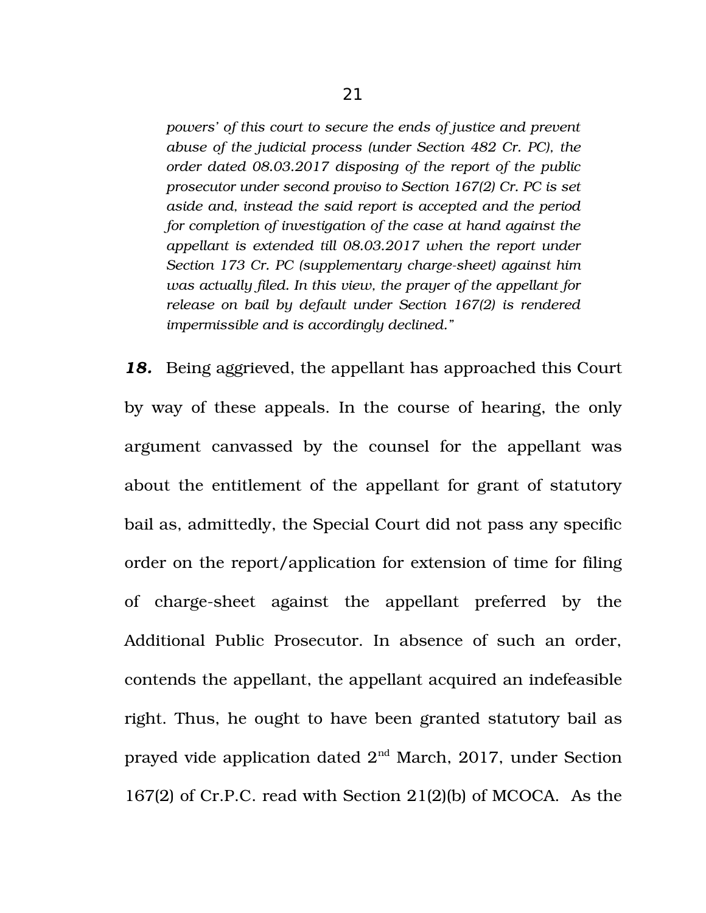*powers' of this court to secure the ends of justice and prevent abuse of the judicial process (under Section 482 Cr. PC), the order dated 08.03.2017 disposing of the report of the public prosecutor under second proviso to Section 167(2) Cr. PC is set aside and, instead the said report is accepted and the period for completion of investigation of the case at hand against the appellant is extended till 08.03.2017 when the report under Section 173 Cr. PC (supplementary charge-sheet) against him was actually filed. In this view, the prayer of the appellant for release on bail by default under Section 167(2) is rendered impermissible and is accordingly declined."*

***18.*** Being aggrieved, the appellant has approached this Court by way of these appeals. In the course of hearing, the only argument canvassed by the counsel for the appellant was about the entitlement of the appellant for grant of statutory bail as, admittedly, the Special Court did not pass any specific order on the report/application for extension of time for filing of charge-sheet against the appellant preferred by the Additional Public Prosecutor. In absence of such an order, contends the appellant, the appellant acquired an indefeasible right. Thus, he ought to have been granted statutory bail as prayed vide application dated 2nd March, 2017, under Section 167(2) of Cr.P.C. read with Section 21(2)(b) of MCOCA. As the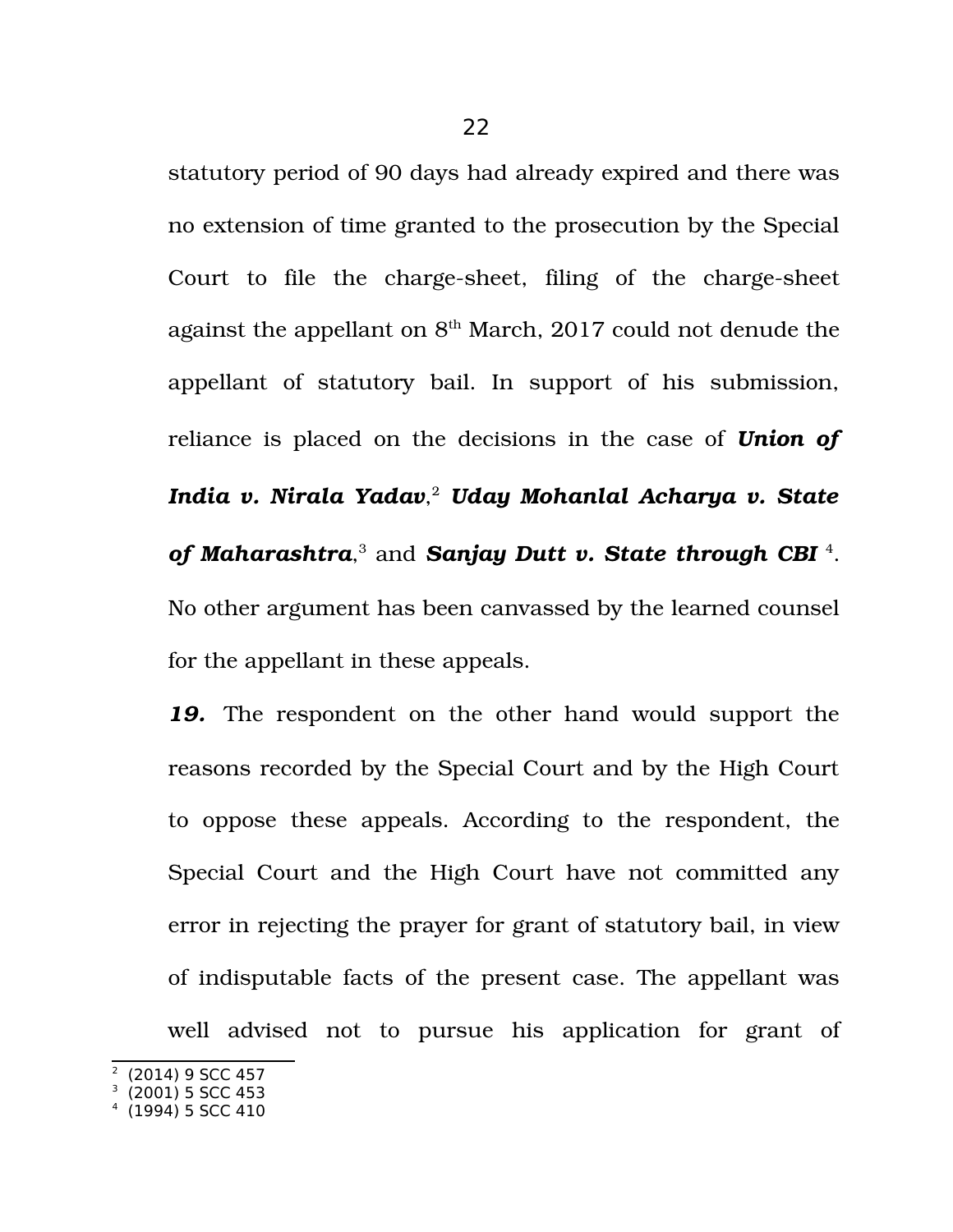statutory period of 90 days had already expired and there was no extension of time granted to the prosecution by the Special Court to file the charge-sheet, filing of the charge-sheet against the appellant on 8th March, 2017 could not denude the appellant of statutory bail. In support of his submission, reliance is placed on the decisions in the case of ***Union of India v. Nirala Yadav***,[2] ***Uday Mohanlal Acharya v. State of Maharashtra***,[3] and ***Sanjay Dutt v. State through CBI***[4]. No other argument has been canvassed by the learned counsel for the appellant in these appeals.

***19.*** The respondent on the other hand would support the reasons recorded by the Special Court and by the High Court to oppose these appeals. According to the respondent, the Special Court and the High Court have not committed any error in rejecting the prayer for grant of statutory bail, in view of indisputable facts of the present case. The appellant was well advised not to pursue his application for grant of

---

[2] (2014) 9 SCC 457
[3] (2001) 5 SCC 453
[4] (1994) 5 SCC 410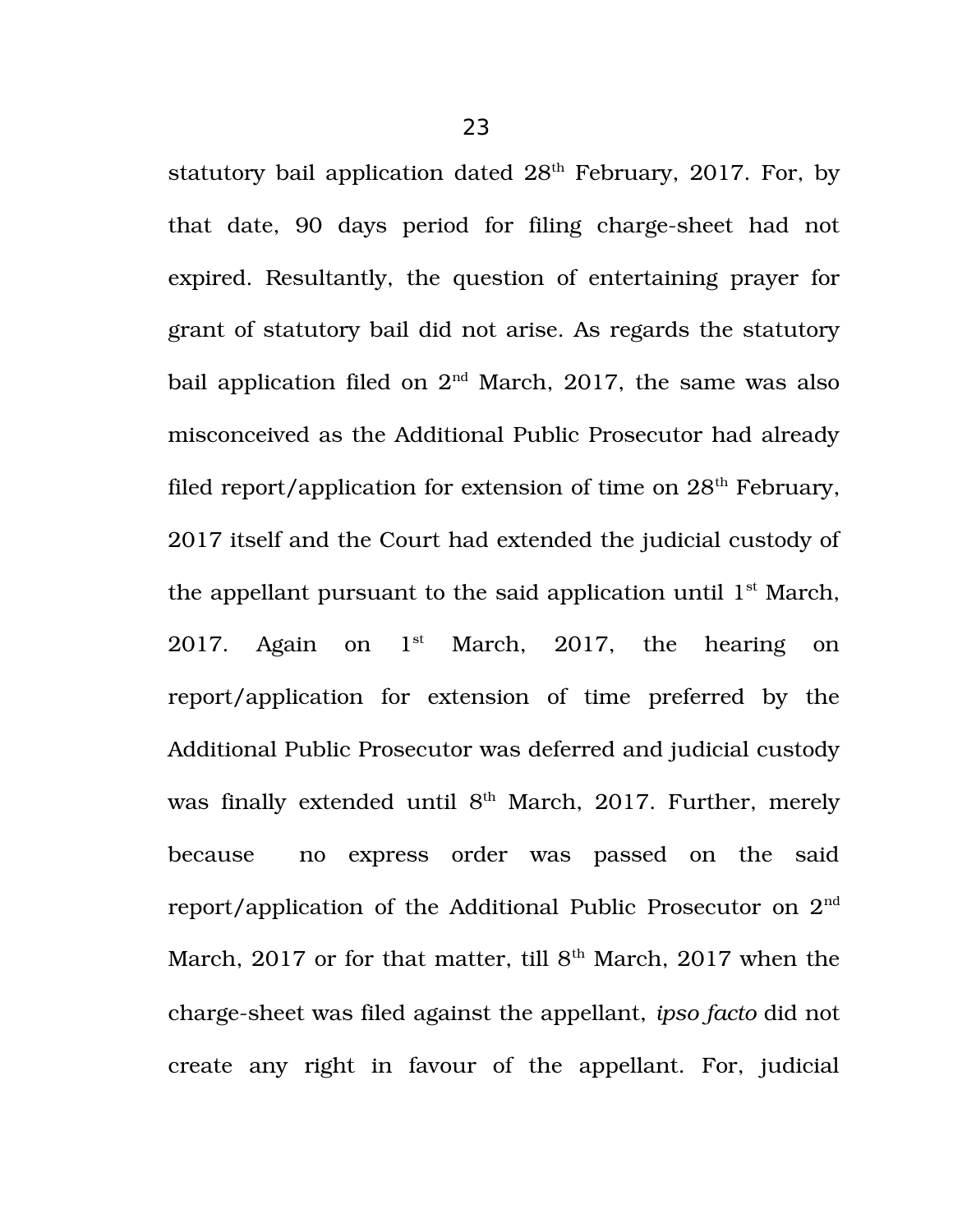statutory bail application dated 28th February, 2017. For, by that date, 90 days period for filing charge-sheet had not expired. Resultantly, the question of entertaining prayer for grant of statutory bail did not arise. As regards the statutory bail application filed on 2nd March, 2017, the same was also misconceived as the Additional Public Prosecutor had already filed report/application for extension of time on 28th February, 2017 itself and the Court had extended the judicial custody of the appellant pursuant to the said application until 1st March, 2017. Again on 1st March, 2017, the hearing on report/application for extension of time preferred by the Additional Public Prosecutor was deferred and judicial custody was finally extended until 8th March, 2017. Further, merely because no express order was passed on the said report/application of the Additional Public Prosecutor on 2nd March, 2017 or for that matter, till 8th March, 2017 when the charge-sheet was filed against the appellant, *ipso facto* did not create any right in favour of the appellant. For, judicial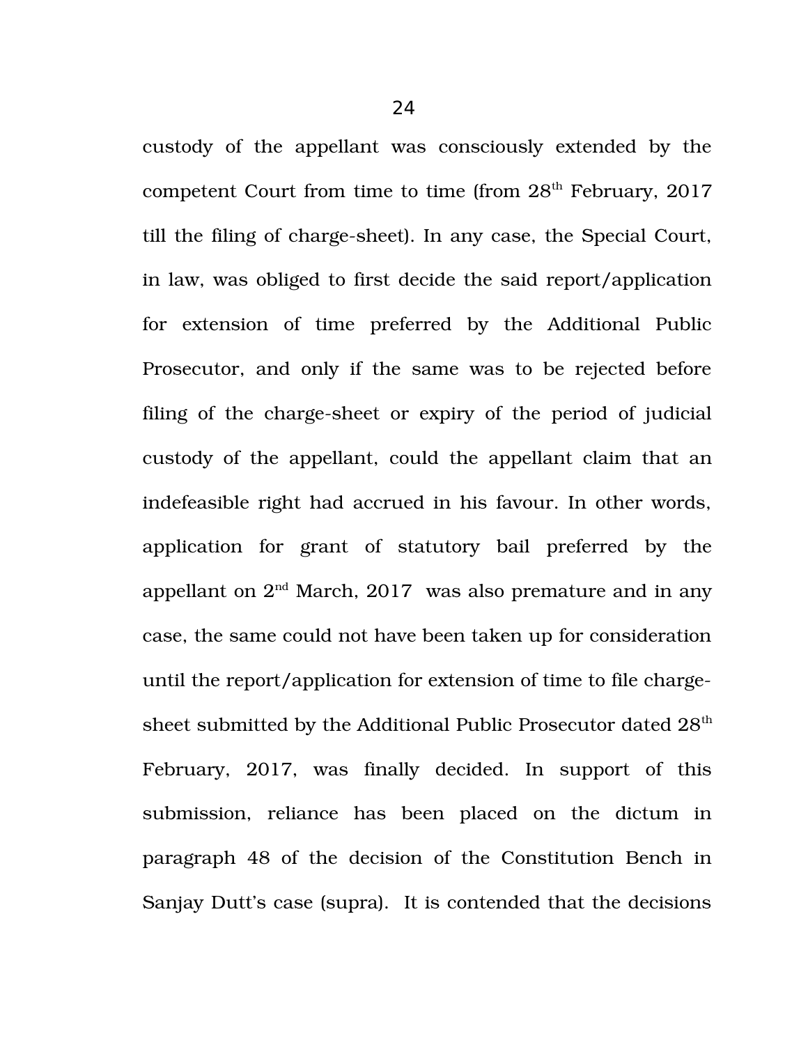custody of the appellant was consciously extended by the competent Court from time to time (from 28th February, 2017 till the filing of charge-sheet). In any case, the Special Court, in law, was obliged to first decide the said report/application for extension of time preferred by the Additional Public Prosecutor, and only if the same was to be rejected before filing of the charge-sheet or expiry of the period of judicial custody of the appellant, could the appellant claim that an indefeasible right had accrued in his favour. In other words, application for grant of statutory bail preferred by the appellant on 2nd March, 2017 was also premature and in any case, the same could not have been taken up for consideration until the report/application for extension of time to file charge-sheet submitted by the Additional Public Prosecutor dated 28th February, 2017, was finally decided. In support of this submission, reliance has been placed on the dictum in paragraph 48 of the decision of the Constitution Bench in Sanjay Dutt's case (supra). It is contended that the decisions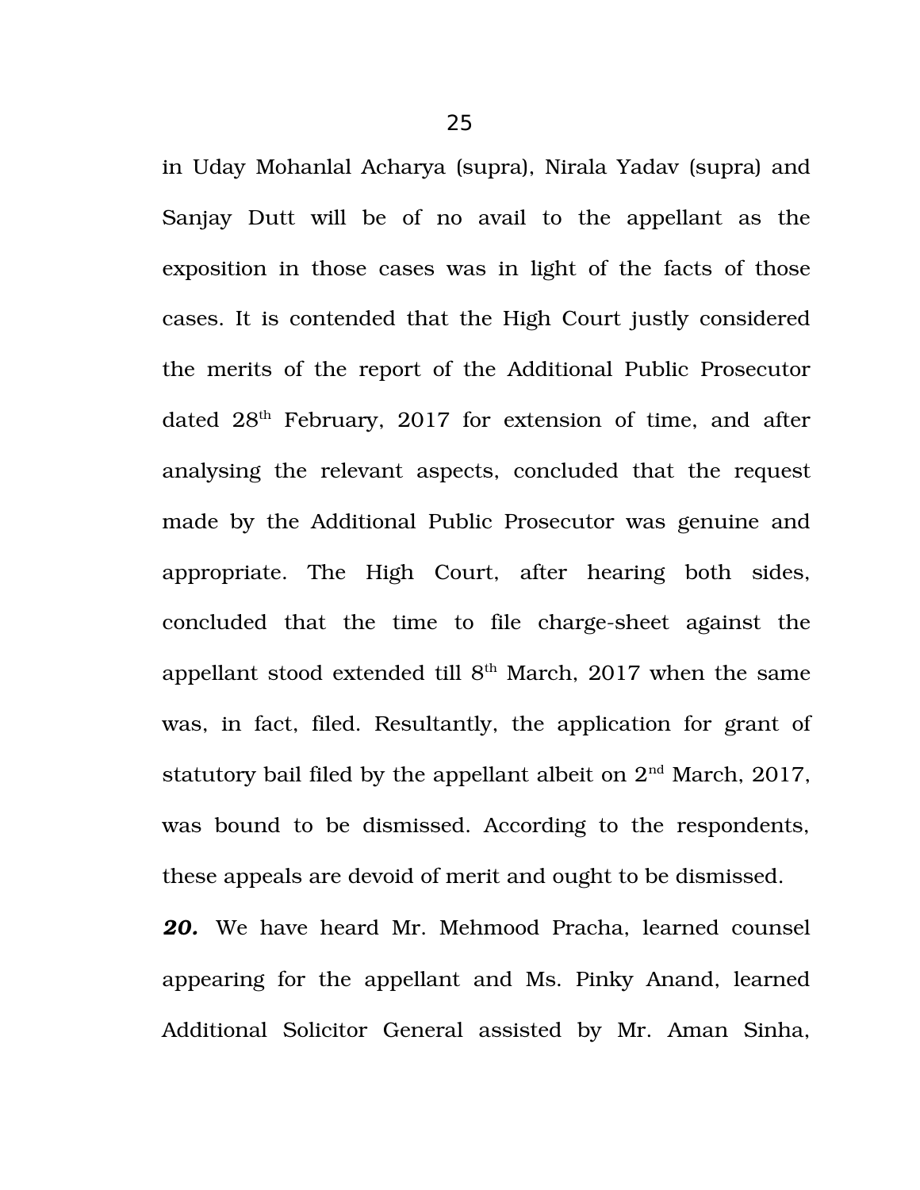in Uday Mohanlal Acharya (supra), Nirala Yadav (supra) and Sanjay Dutt will be of no avail to the appellant as the exposition in those cases was in light of the facts of those cases. It is contended that the High Court justly considered the merits of the report of the Additional Public Prosecutor dated 28th February, 2017 for extension of time, and after analysing the relevant aspects, concluded that the request made by the Additional Public Prosecutor was genuine and appropriate. The High Court, after hearing both sides, concluded that the time to file charge-sheet against the appellant stood extended till 8th March, 2017 when the same was, in fact, filed. Resultantly, the application for grant of statutory bail filed by the appellant albeit on 2nd March, 2017, was bound to be dismissed. According to the respondents, these appeals are devoid of merit and ought to be dismissed.

***20.*** We have heard Mr. Mehmood Pracha, learned counsel appearing for the appellant and Ms. Pinky Anand, learned Additional Solicitor General assisted by Mr. Aman Sinha,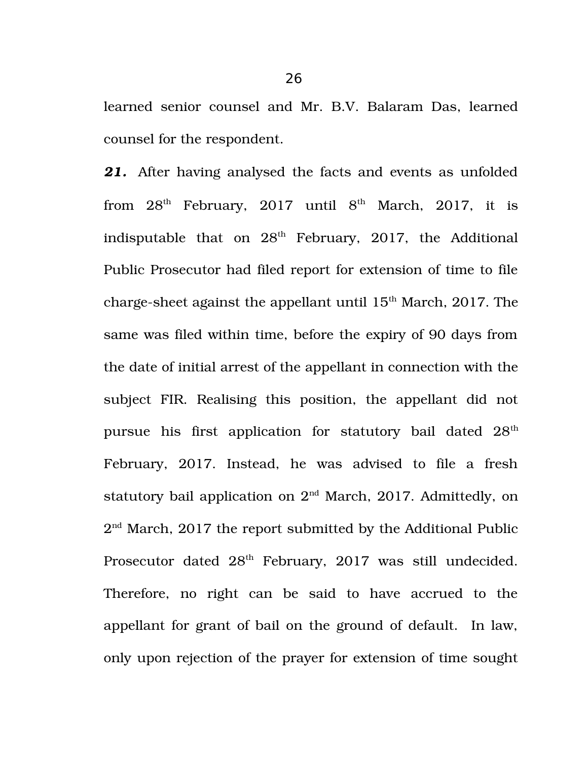learned senior counsel and Mr. B.V. Balaram Das, learned counsel for the respondent.

***21.*** After having analysed the facts and events as unfolded from 28th February, 2017 until 8th March, 2017, it is indisputable that on 28th February, 2017, the Additional Public Prosecutor had filed report for extension of time to file charge-sheet against the appellant until 15th March, 2017. The same was filed within time, before the expiry of 90 days from the date of initial arrest of the appellant in connection with the subject FIR. Realising this position, the appellant did not pursue his first application for statutory bail dated 28th February, 2017. Instead, he was advised to file a fresh statutory bail application on 2nd March, 2017. Admittedly, on 2nd March, 2017 the report submitted by the Additional Public Prosecutor dated 28th February, 2017 was still undecided. Therefore, no right can be said to have accrued to the appellant for grant of bail on the ground of default. In law, only upon rejection of the prayer for extension of time sought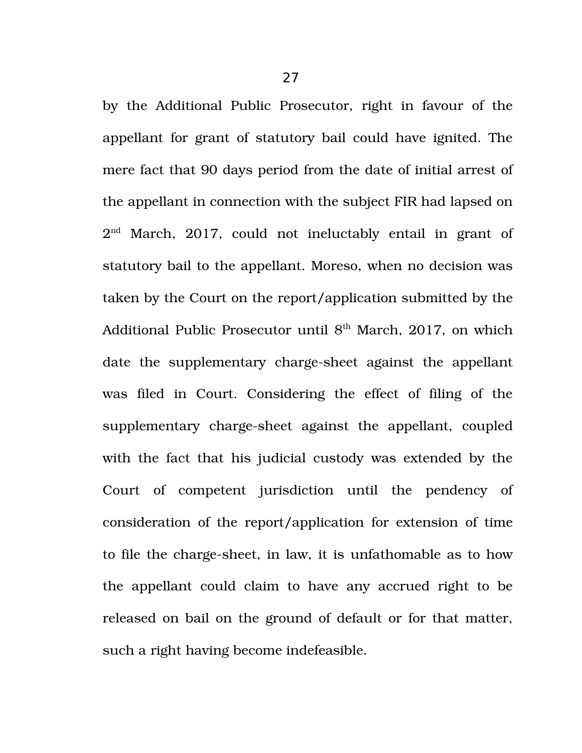by the Additional Public Prosecutor, right in favour of the appellant for grant of statutory bail could have ignited. The mere fact that 90 days period from the date of initial arrest of the appellant in connection with the subject FIR had lapsed on 2nd March, 2017, could not ineluctably entail in grant of statutory bail to the appellant. Moreso, when no decision was taken by the Court on the report/application submitted by the Additional Public Prosecutor until 8th March, 2017, on which date the supplementary charge-sheet against the appellant was filed in Court. Considering the effect of filing of the supplementary charge-sheet against the appellant, coupled with the fact that his judicial custody was extended by the Court of competent jurisdiction until the pendency of consideration of the report/application for extension of time to file the charge-sheet, in law, it is unfathomable as to how the appellant could claim to have any accrued right to be released on bail on the ground of default or for that matter, such a right having become indefeasible.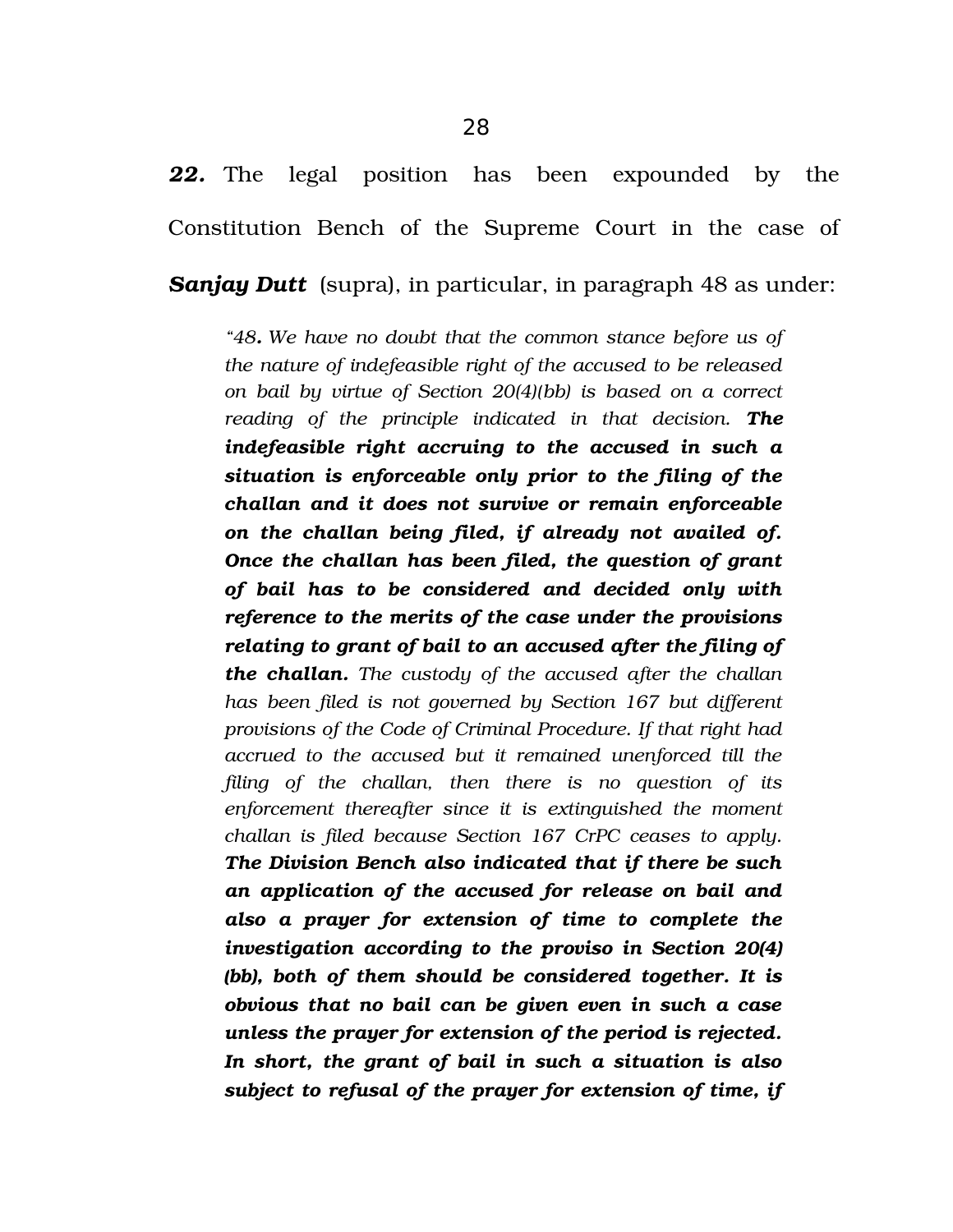***22.*** The legal position has been expounded by the Constitution Bench of the Supreme Court in the case of ***Sanjay Dutt*** (supra), in particular, in paragraph 48 as under:

> *"48. We have no doubt that the common stance before us of the nature of indefeasible right of the accused to be released on bail by virtue of Section 20(4)(bb) is based on a correct reading of the principle indicated in that decision.* ***The indefeasible right accruing to the accused in such a situation is enforceable only prior to the filing of the challan and it does not survive or remain enforceable on the challan being filed, if already not availed of. Once the challan has been filed, the question of grant of bail has to be considered and decided only with reference to the merits of the case under the provisions relating to grant of bail to an accused after the filing of the challan.*** *The custody of the accused after the challan has been filed is not governed by Section 167 but different provisions of the Code of Criminal Procedure. If that right had accrued to the accused but it remained unenforced till the filing of the challan, then there is no question of its enforcement thereafter since it is extinguished the moment challan is filed because Section 167 CrPC ceases to apply.* ***The Division Bench also indicated that if there be such an application of the accused for release on bail and also a prayer for extension of time to complete the investigation according to the proviso in Section 20(4)(bb), both of them should be considered together. It is obvious that no bail can be given even in such a case unless the prayer for extension of the period is rejected. In short, the grant of bail in such a situation is also subject to refusal of the prayer for extension of time, if***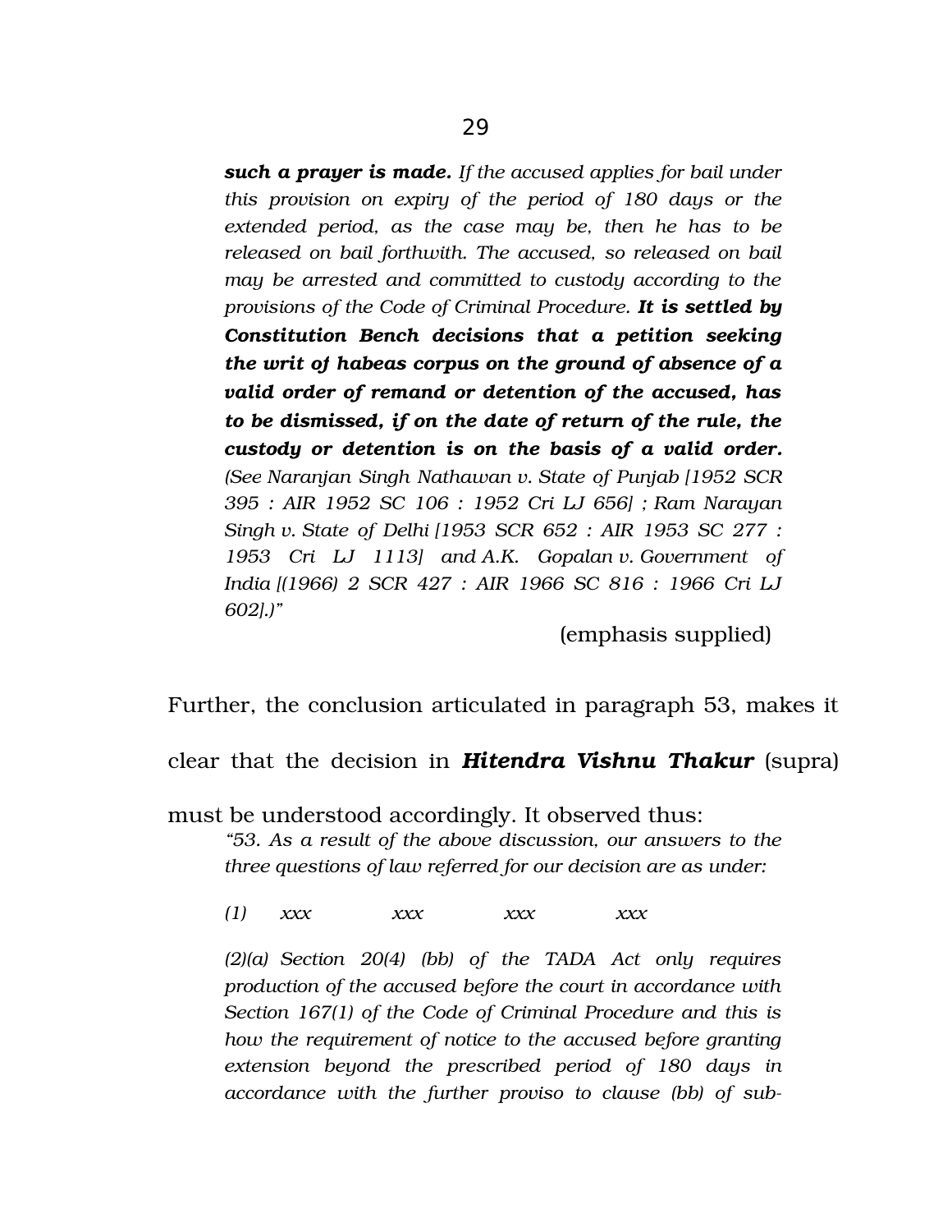> ***such a prayer is made.*** *If the accused applies for bail under this provision on expiry of the period of 180 days or the extended period, as the case may be, then he has to be released on bail forthwith. The accused, so released on bail may be arrested and committed to custody according to the provisions of the Code of Criminal Procedure.* ***It is settled by Constitution Bench decisions that a petition seeking the writ of habeas corpus on the ground of absence of a valid order of remand or detention of the accused, has to be dismissed, if on the date of return of the rule, the custody or detention is on the basis of a valid order.*** *(See Naranjan Singh Nathawan v. State of Punjab [1952 SCR 395 : AIR 1952 SC 106 : 1952 Cri LJ 656] ; Ram Narayan Singh v. State of Delhi [1953 SCR 652 : AIR 1953 SC 277 : 1953 Cri LJ 1113] and A.K. Gopalan v. Government of India [(1966) 2 SCR 427 : AIR 1966 SC 816 : 1966 Cri LJ 602].)"*
>
> (emphasis supplied)

Further, the conclusion articulated in paragraph 53, makes it clear that the decision in ***Hitendra Vishnu Thakur*** (supra) must be understood accordingly. It observed thus:

> *"53. As a result of the above discussion, our answers to the three questions of law referred for our decision are as under:*
>
> *(1) xxx xxx xxx xxx*
>
> *(2)(a) Section 20(4) (bb) of the TADA Act only requires production of the accused before the court in accordance with Section 167(1) of the Code of Criminal Procedure and this is how the requirement of notice to the accused before granting extension beyond the prescribed period of 180 days in accordance with the further proviso to clause (bb) of sub-*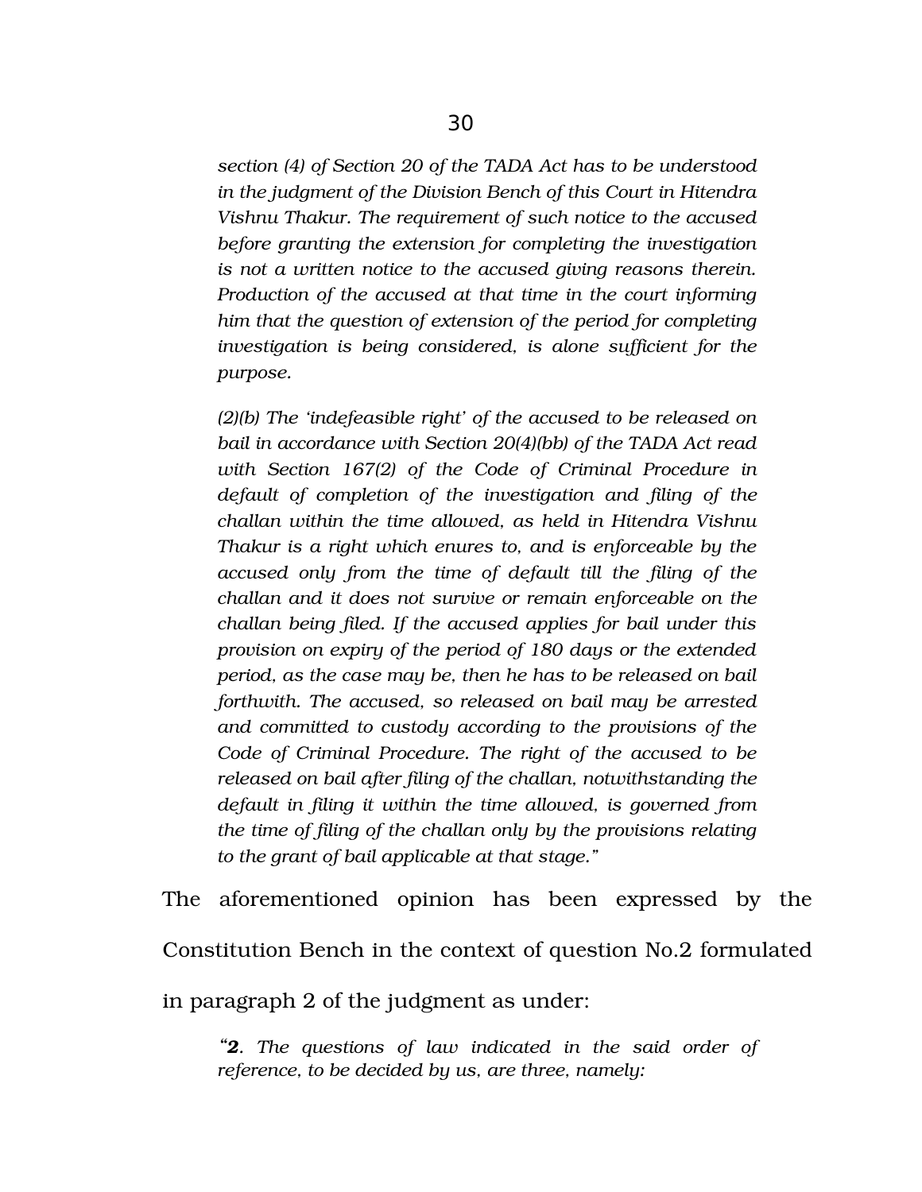*section (4) of Section 20 of the TADA Act has to be understood in the judgment of the Division Bench of this Court in Hitendra Vishnu Thakur. The requirement of such notice to the accused before granting the extension for completing the investigation is not a written notice to the accused giving reasons therein. Production of the accused at that time in the court informing him that the question of extension of the period for completing investigation is being considered, is alone sufficient for the purpose.*

*(2)(b) The 'indefeasible right' of the accused to be released on bail in accordance with Section 20(4)(bb) of the TADA Act read with Section 167(2) of the Code of Criminal Procedure in default of completion of the investigation and filing of the challan within the time allowed, as held in Hitendra Vishnu Thakur is a right which enures to, and is enforceable by the accused only from the time of default till the filing of the challan and it does not survive or remain enforceable on the challan being filed. If the accused applies for bail under this provision on expiry of the period of 180 days or the extended period, as the case may be, then he has to be released on bail forthwith. The accused, so released on bail may be arrested and committed to custody according to the provisions of the Code of Criminal Procedure. The right of the accused to be released on bail after filing of the challan, notwithstanding the default in filing it within the time allowed, is governed from the time of filing of the challan only by the provisions relating to the grant of bail applicable at that stage."*

The aforementioned opinion has been expressed by the Constitution Bench in the context of question No.2 formulated in paragraph 2 of the judgment as under:

*"**2**. The questions of law indicated in the said order of reference, to be decided by us, are three, namely:*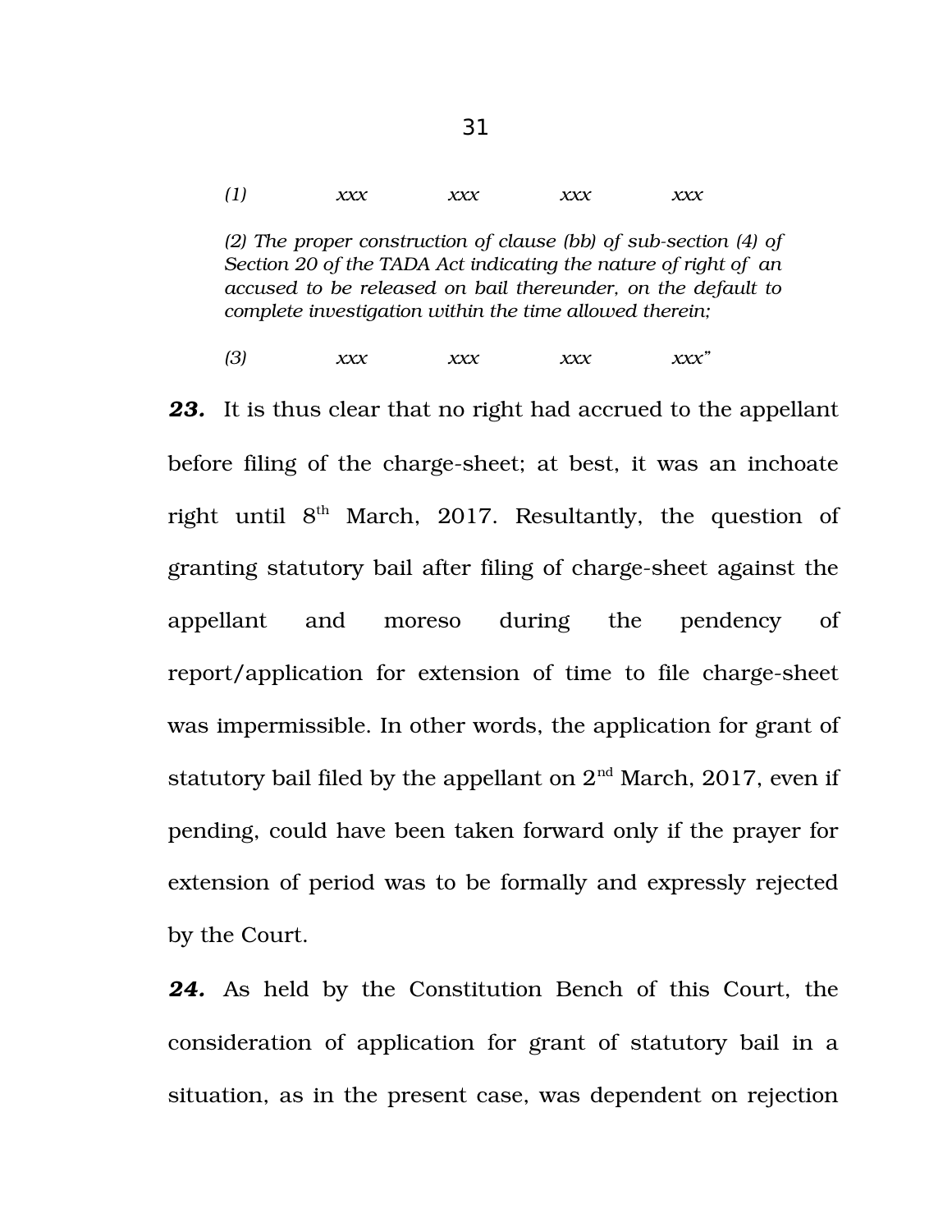*(1) xxx xxx xxx xxx*

*(2) The proper construction of clause (bb) of sub-section (4) of Section 20 of the TADA Act indicating the nature of right of an accused to be released on bail thereunder, on the default to complete investigation within the time allowed therein;*

*(3) xxx xxx xxx xxx"*

***23.*** It is thus clear that no right had accrued to the appellant before filing of the charge-sheet; at best, it was an inchoate right until 8th March, 2017. Resultantly, the question of granting statutory bail after filing of charge-sheet against the appellant and moreso during the pendency of report/application for extension of time to file charge-sheet was impermissible. In other words, the application for grant of statutory bail filed by the appellant on 2nd March, 2017, even if pending, could have been taken forward only if the prayer for extension of period was to be formally and expressly rejected by the Court.

***24.*** As held by the Constitution Bench of this Court, the consideration of application for grant of statutory bail in a situation, as in the present case, was dependent on rejection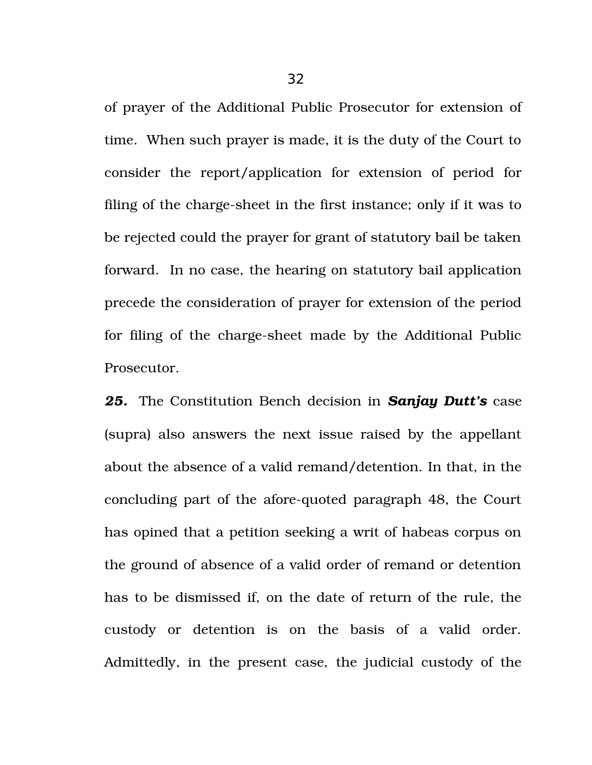of prayer of the Additional Public Prosecutor for extension of time. When such prayer is made, it is the duty of the Court to consider the report/application for extension of period for filing of the charge-sheet in the first instance; only if it was to be rejected could the prayer for grant of statutory bail be taken forward. In no case, the hearing on statutory bail application precede the consideration of prayer for extension of the period for filing of the charge-sheet made by the Additional Public Prosecutor.

***25.*** The Constitution Bench decision in ***Sanjay Dutt's*** case (supra) also answers the next issue raised by the appellant about the absence of a valid remand/detention. In that, in the concluding part of the afore-quoted paragraph 48, the Court has opined that a petition seeking a writ of habeas corpus on the ground of absence of a valid order of remand or detention has to be dismissed if, on the date of return of the rule, the custody or detention is on the basis of a valid order. Admittedly, in the present case, the judicial custody of the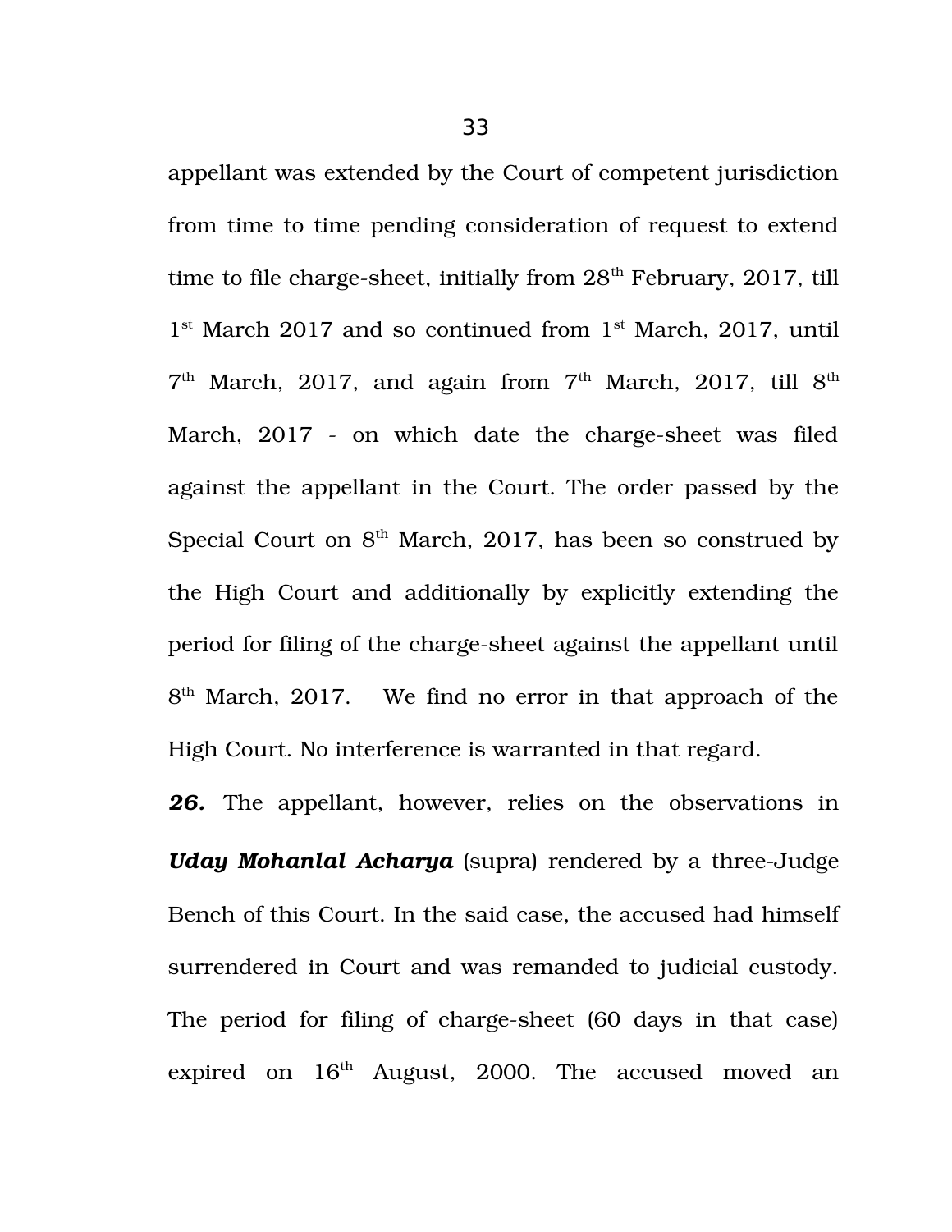appellant was extended by the Court of competent jurisdiction from time to time pending consideration of request to extend time to file charge-sheet, initially from 28th February, 2017, till 1st March 2017 and so continued from 1st March, 2017, until 7th March, 2017, and again from 7th March, 2017, till 8th March, 2017 - on which date the charge-sheet was filed against the appellant in the Court. The order passed by the Special Court on 8th March, 2017, has been so construed by the High Court and additionally by explicitly extending the period for filing of the charge-sheet against the appellant until 8th March, 2017. We find no error in that approach of the High Court. No interference is warranted in that regard.

***26.*** The appellant, however, relies on the observations in ***Uday Mohanlal Acharya*** (supra) rendered by a three-Judge Bench of this Court. In the said case, the accused had himself surrendered in Court and was remanded to judicial custody. The period for filing of charge-sheet (60 days in that case) expired on 16th August, 2000. The accused moved an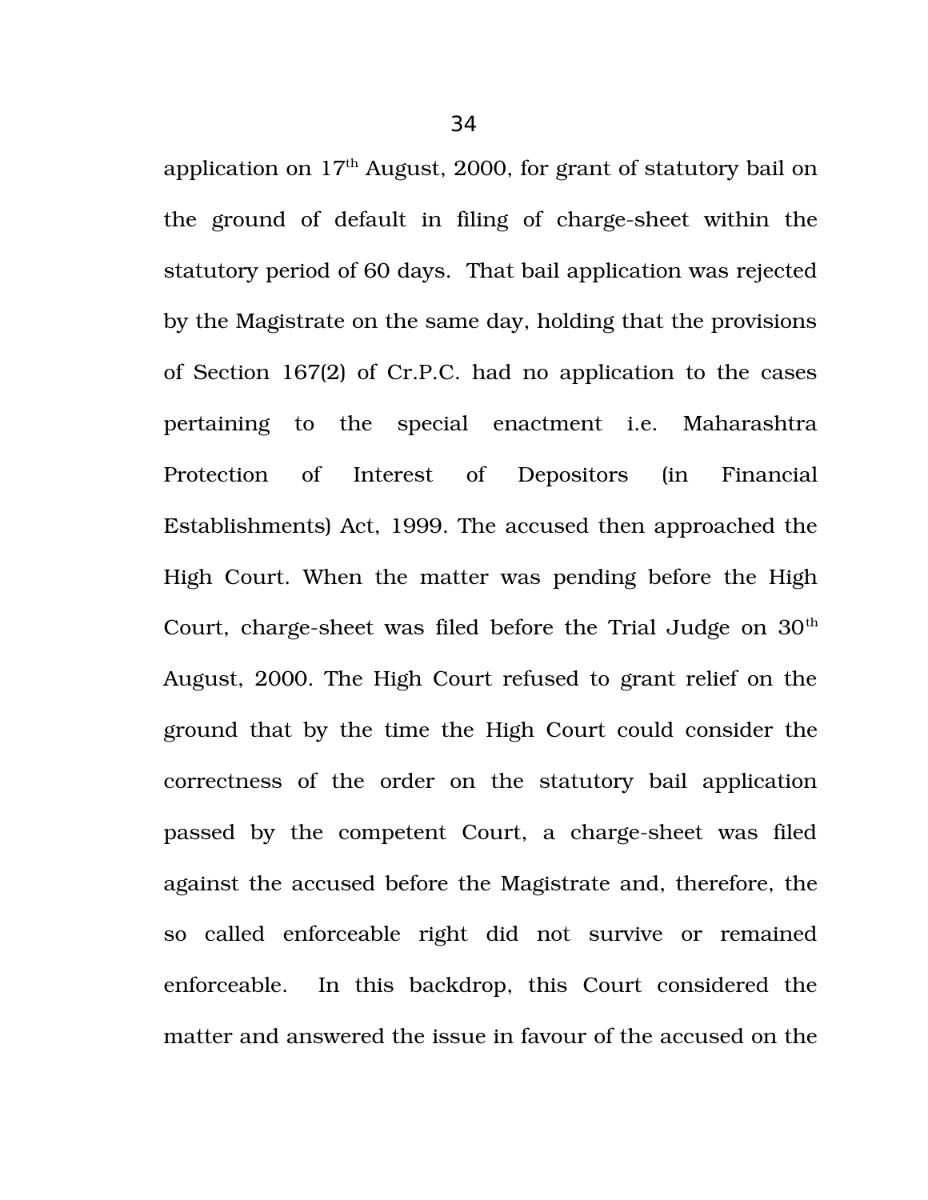application on 17th August, 2000, for grant of statutory bail on the ground of default in filing of charge-sheet within the statutory period of 60 days. That bail application was rejected by the Magistrate on the same day, holding that the provisions of Section 167(2) of Cr.P.C. had no application to the cases pertaining to the special enactment i.e. Maharashtra Protection of Interest of Depositors (in Financial Establishments) Act, 1999. The accused then approached the High Court. When the matter was pending before the High Court, charge-sheet was filed before the Trial Judge on 30th August, 2000. The High Court refused to grant relief on the ground that by the time the High Court could consider the correctness of the order on the statutory bail application passed by the competent Court, a charge-sheet was filed against the accused before the Magistrate and, therefore, the so called enforceable right did not survive or remained enforceable. In this backdrop, this Court considered the matter and answered the issue in favour of the accused on the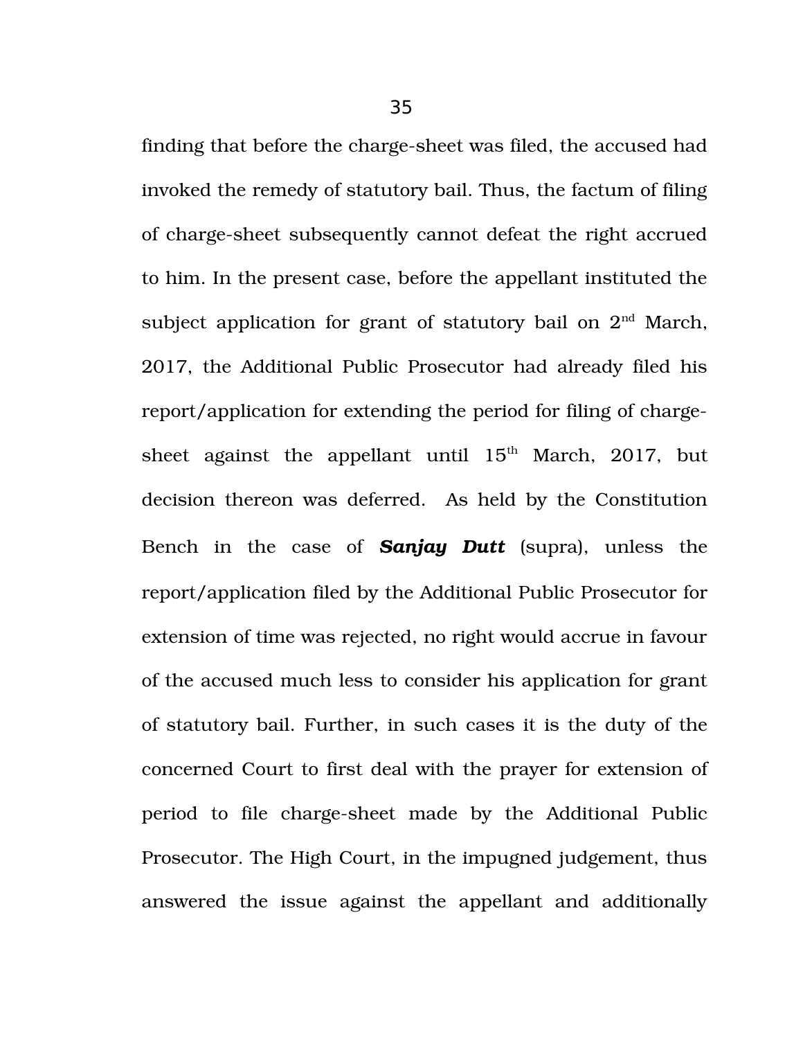finding that before the charge-sheet was filed, the accused had invoked the remedy of statutory bail. Thus, the factum of filing of charge-sheet subsequently cannot defeat the right accrued to him. In the present case, before the appellant instituted the subject application for grant of statutory bail on 2nd March, 2017, the Additional Public Prosecutor had already filed his report/application for extending the period for filing of charge-sheet against the appellant until 15th March, 2017, but decision thereon was deferred. As held by the Constitution Bench in the case of ***Sanjay Dutt*** (supra), unless the report/application filed by the Additional Public Prosecutor for extension of time was rejected, no right would accrue in favour of the accused much less to consider his application for grant of statutory bail. Further, in such cases it is the duty of the concerned Court to first deal with the prayer for extension of period to file charge-sheet made by the Additional Public Prosecutor. The High Court, in the impugned judgement, thus answered the issue against the appellant and additionally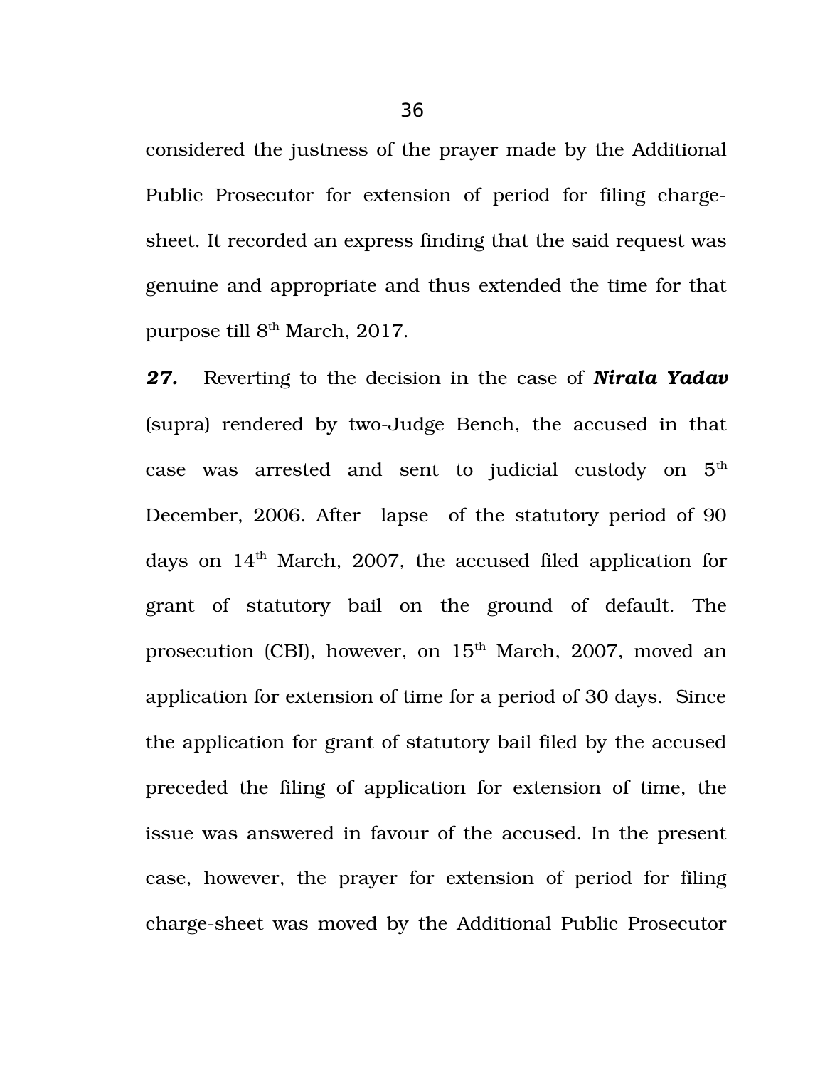considered the justness of the prayer made by the Additional Public Prosecutor for extension of period for filing charge-sheet. It recorded an express finding that the said request was genuine and appropriate and thus extended the time for that purpose till 8th March, 2017.

***27.*** Reverting to the decision in the case of ***Nirala Yadav*** (supra) rendered by two-Judge Bench, the accused in that case was arrested and sent to judicial custody on 5th December, 2006. After lapse of the statutory period of 90 days on 14th March, 2007, the accused filed application for grant of statutory bail on the ground of default. The prosecution (CBI), however, on 15th March, 2007, moved an application for extension of time for a period of 30 days. Since the application for grant of statutory bail filed by the accused preceded the filing of application for extension of time, the issue was answered in favour of the accused. In the present case, however, the prayer for extension of period for filing charge-sheet was moved by the Additional Public Prosecutor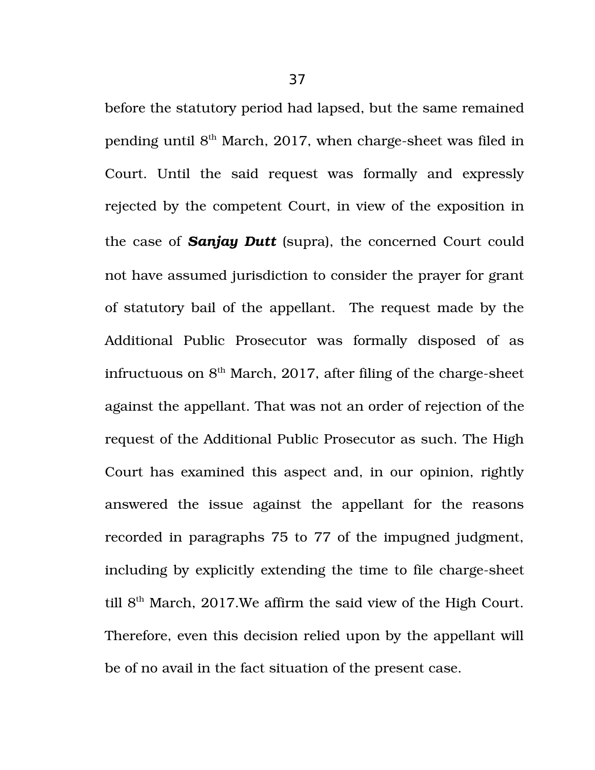before the statutory period had lapsed, but the same remained pending until 8th March, 2017, when charge-sheet was filed in Court. Until the said request was formally and expressly rejected by the competent Court, in view of the exposition in the case of ***Sanjay Dutt*** (supra), the concerned Court could not have assumed jurisdiction to consider the prayer for grant of statutory bail of the appellant. The request made by the Additional Public Prosecutor was formally disposed of as infructuous on 8th March, 2017, after filing of the charge-sheet against the appellant. That was not an order of rejection of the request of the Additional Public Prosecutor as such. The High Court has examined this aspect and, in our opinion, rightly answered the issue against the appellant for the reasons recorded in paragraphs 75 to 77 of the impugned judgment, including by explicitly extending the time to file charge-sheet till 8th March, 2017.We affirm the said view of the High Court. Therefore, even this decision relied upon by the appellant will be of no avail in the fact situation of the present case.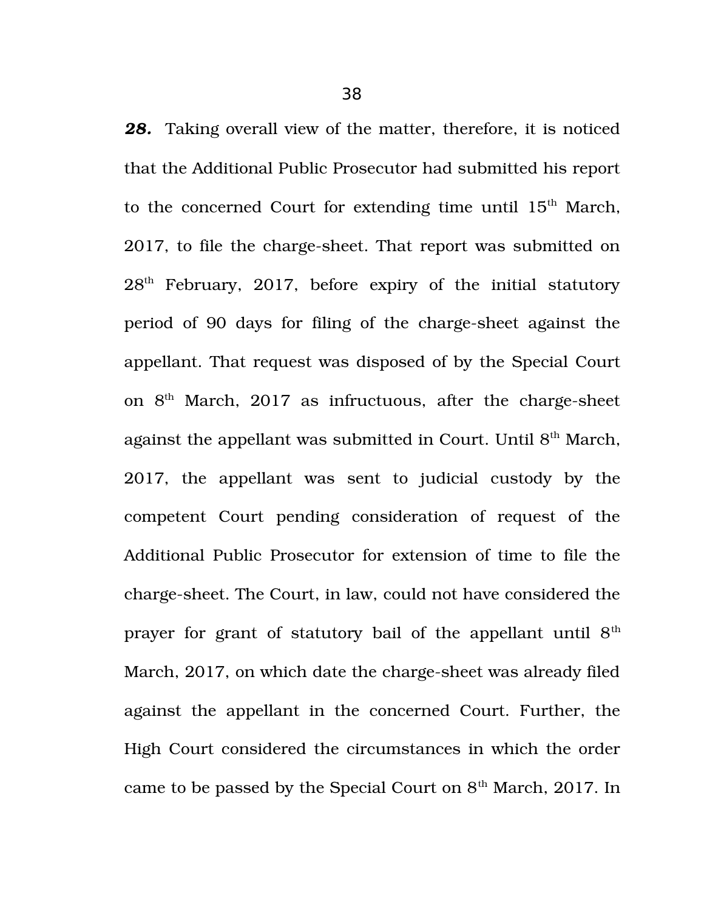***28.*** Taking overall view of the matter, therefore, it is noticed that the Additional Public Prosecutor had submitted his report to the concerned Court for extending time until 15th March, 2017, to file the charge-sheet. That report was submitted on 28th February, 2017, before expiry of the initial statutory period of 90 days for filing of the charge-sheet against the appellant. That request was disposed of by the Special Court on 8th March, 2017 as infructuous, after the charge-sheet against the appellant was submitted in Court. Until 8th March, 2017, the appellant was sent to judicial custody by the competent Court pending consideration of request of the Additional Public Prosecutor for extension of time to file the charge-sheet. The Court, in law, could not have considered the prayer for grant of statutory bail of the appellant until 8th March, 2017, on which date the charge-sheet was already filed against the appellant in the concerned Court. Further, the High Court considered the circumstances in which the order came to be passed by the Special Court on 8th March, 2017. In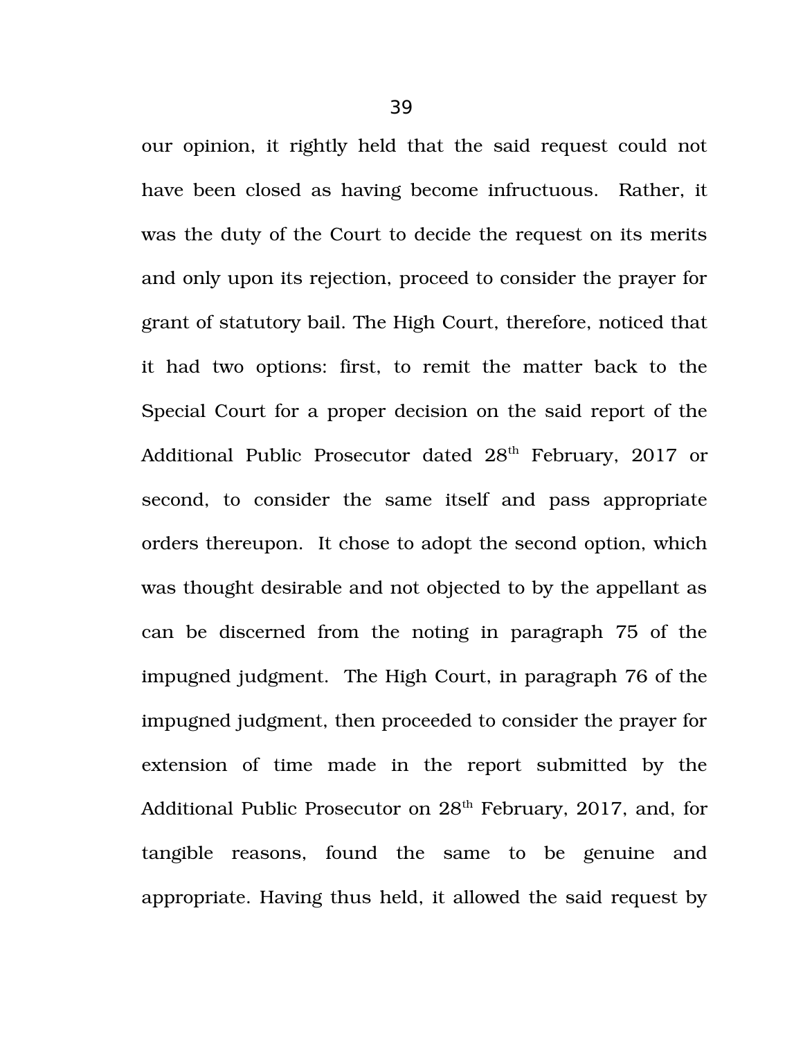our opinion, it rightly held that the said request could not have been closed as having become infructuous. Rather, it was the duty of the Court to decide the request on its merits and only upon its rejection, proceed to consider the prayer for grant of statutory bail. The High Court, therefore, noticed that it had two options: first, to remit the matter back to the Special Court for a proper decision on the said report of the Additional Public Prosecutor dated 28th February, 2017 or second, to consider the same itself and pass appropriate orders thereupon. It chose to adopt the second option, which was thought desirable and not objected to by the appellant as can be discerned from the noting in paragraph 75 of the impugned judgment. The High Court, in paragraph 76 of the impugned judgment, then proceeded to consider the prayer for extension of time made in the report submitted by the Additional Public Prosecutor on 28th February, 2017, and, for tangible reasons, found the same to be genuine and appropriate. Having thus held, it allowed the said request by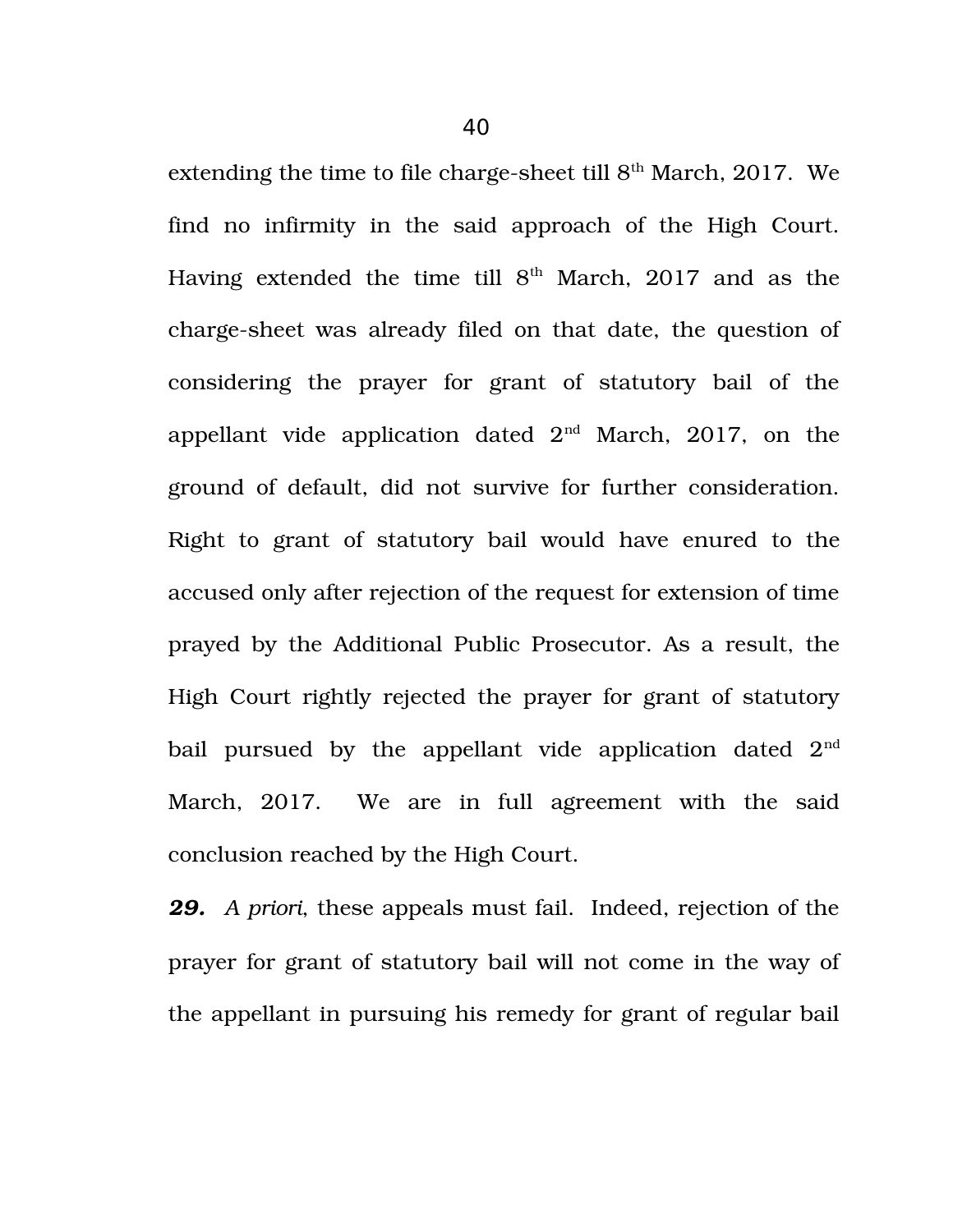extending the time to file charge-sheet till 8th March, 2017. We find no infirmity in the said approach of the High Court. Having extended the time till 8th March, 2017 and as the charge-sheet was already filed on that date, the question of considering the prayer for grant of statutory bail of the appellant vide application dated 2nd March, 2017, on the ground of default, did not survive for further consideration. Right to grant of statutory bail would have enured to the accused only after rejection of the request for extension of time prayed by the Additional Public Prosecutor. As a result, the High Court rightly rejected the prayer for grant of statutory bail pursued by the appellant vide application dated 2nd March, 2017. We are in full agreement with the said conclusion reached by the High Court.

***29.*** *A priori*, these appeals must fail. Indeed, rejection of the prayer for grant of statutory bail will not come in the way of the appellant in pursuing his remedy for grant of regular bail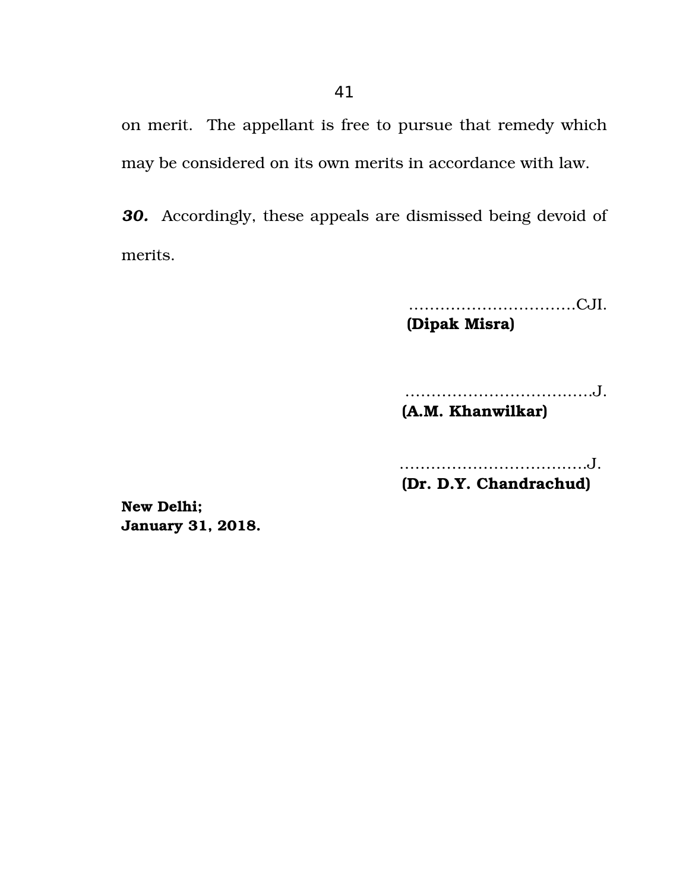on merit. The appellant is free to pursue that remedy which may be considered on its own merits in accordance with law.

***30.*** Accordingly, these appeals are dismissed being devoid of merits.

.................................CJI.
**(Dipak Misra)**

....................................J.
**(A.M. Khanwilkar)**

....................................J.
**(Dr. D.Y. Chandrachud)**

**New Delhi;**
**January 31, 2018.**